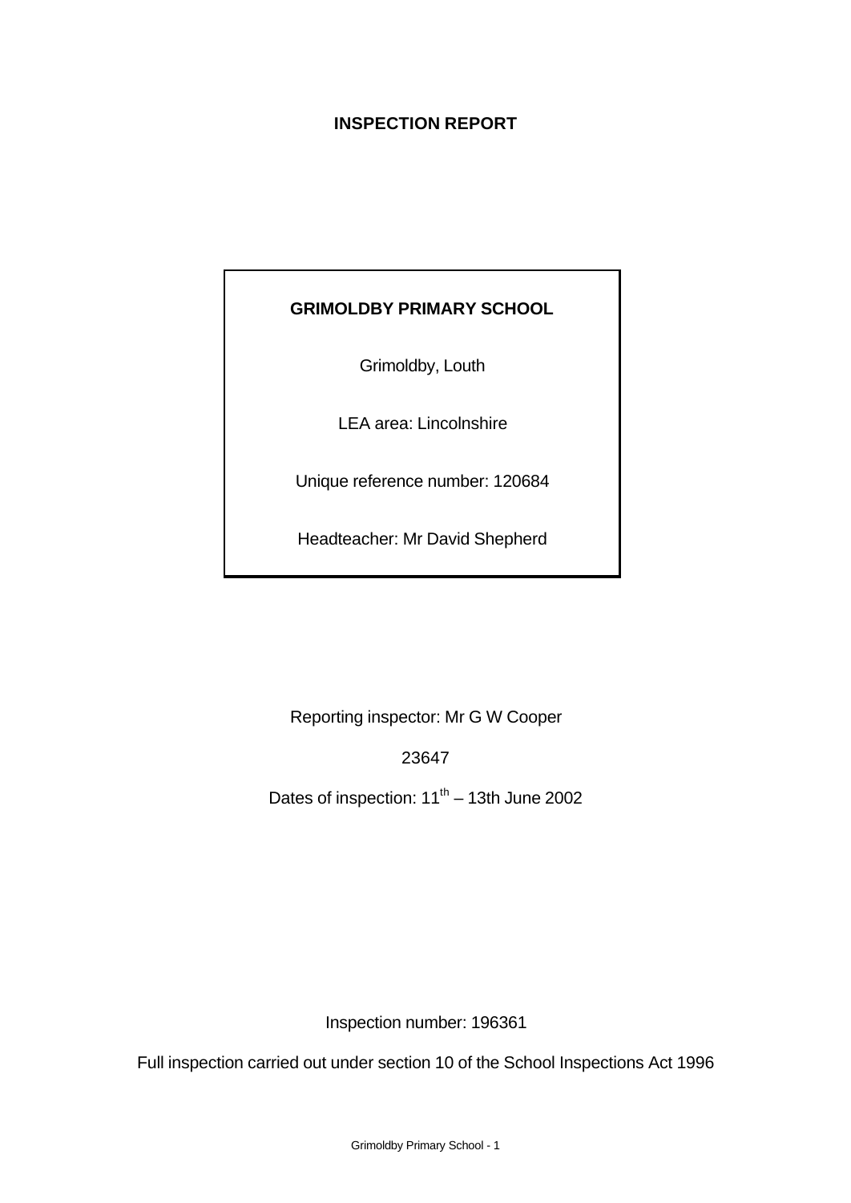# INSPECTION REPORT

**GRIMOLDBY PRIMARY SCHOOL**

Grimoldby, Louth

LEA area: Lincolnshire

Unique reference number: 120684

Headteacher: Mr David Shepherd

Reporting inspector: Mr G W Cooper

23647

Dates of inspection: 11th – 13th June 2002

Inspection number: 196361

Full inspection carried out under section 10 of the School Inspections Act 1996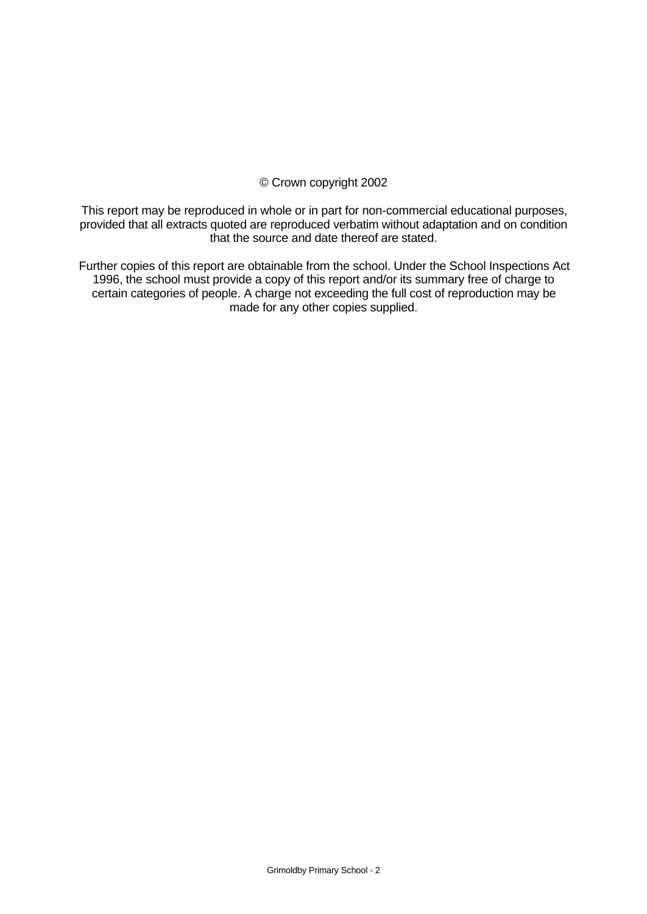© Crown copyright 2002

This report may be reproduced in whole or in part for non-commercial educational purposes, provided that all extracts quoted are reproduced verbatim without adaptation and on condition that the source and date thereof are stated.

Further copies of this report are obtainable from the school. Under the School Inspections Act 1996, the school must provide a copy of this report and/or its summary free of charge to certain categories of people. A charge not exceeding the full cost of reproduction may be made for any other copies supplied.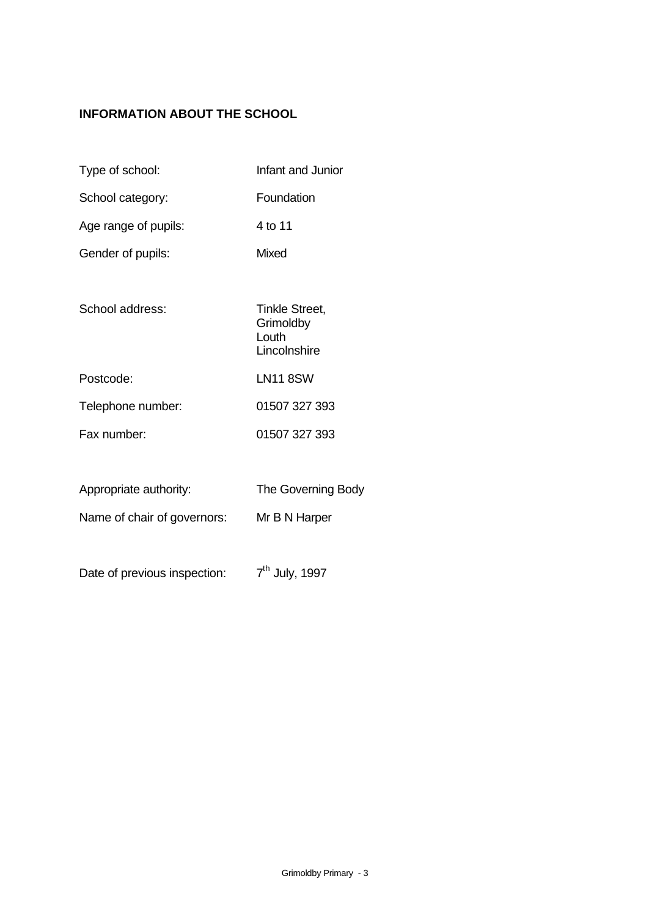## INFORMATION ABOUT THE SCHOOL

| | |
|---|---|
| Type of school: | Infant and Junior |
| School category: | Foundation |
| Age range of pupils: | 4 to 11 |
| Gender of pupils: | Mixed |
| School address: | Tinkle Street, Grimoldby Louth Lincolnshire |
| Postcode: | LN11 8SW |
| Telephone number: | 01507 327 393 |
| Fax number: | 01507 327 393 |
| Appropriate authority: | The Governing Body |
| Name of chair of governors: | Mr B N Harper |
| Date of previous inspection: | 7th July, 1997 |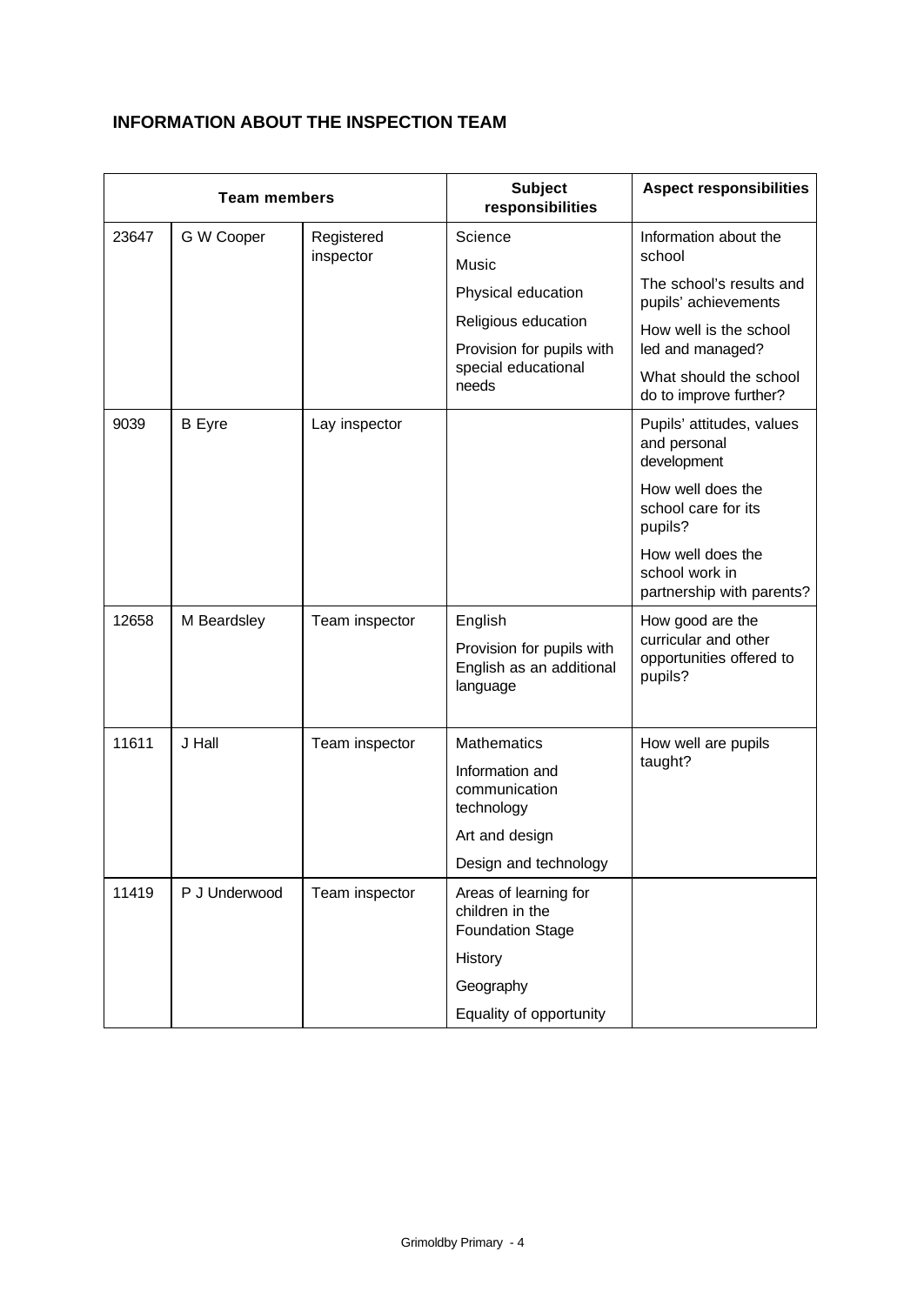## INFORMATION ABOUT THE INSPECTION TEAM

| Team members | | | Subject responsibilities | Aspect responsibilities |
|---|---|---|---|---|
| 23647 | G W Cooper | Registered inspector | Science<br>Music<br>Physical education<br>Religious education<br>Provision for pupils with special educational needs | Information about the school<br>The school's results and pupils' achievements<br>How well is the school led and managed?<br>What should the school do to improve further? |
| 9039 | B Eyre | Lay inspector | | Pupils' attitudes, values and personal development<br>How well does the school care for its pupils?<br>How well does the school work in partnership with parents? |
| 12658 | M Beardsley | Team inspector | English<br>Provision for pupils with English as an additional language | How good are the curricular and other opportunities offered to pupils? |
| 11611 | J Hall | Team inspector | Mathematics<br>Information and communication technology<br>Art and design<br>Design and technology | How well are pupils taught? |
| 11419 | P J Underwood | Team inspector | Areas of learning for children in the Foundation Stage<br>History<br>Geography<br>Equality of opportunity | |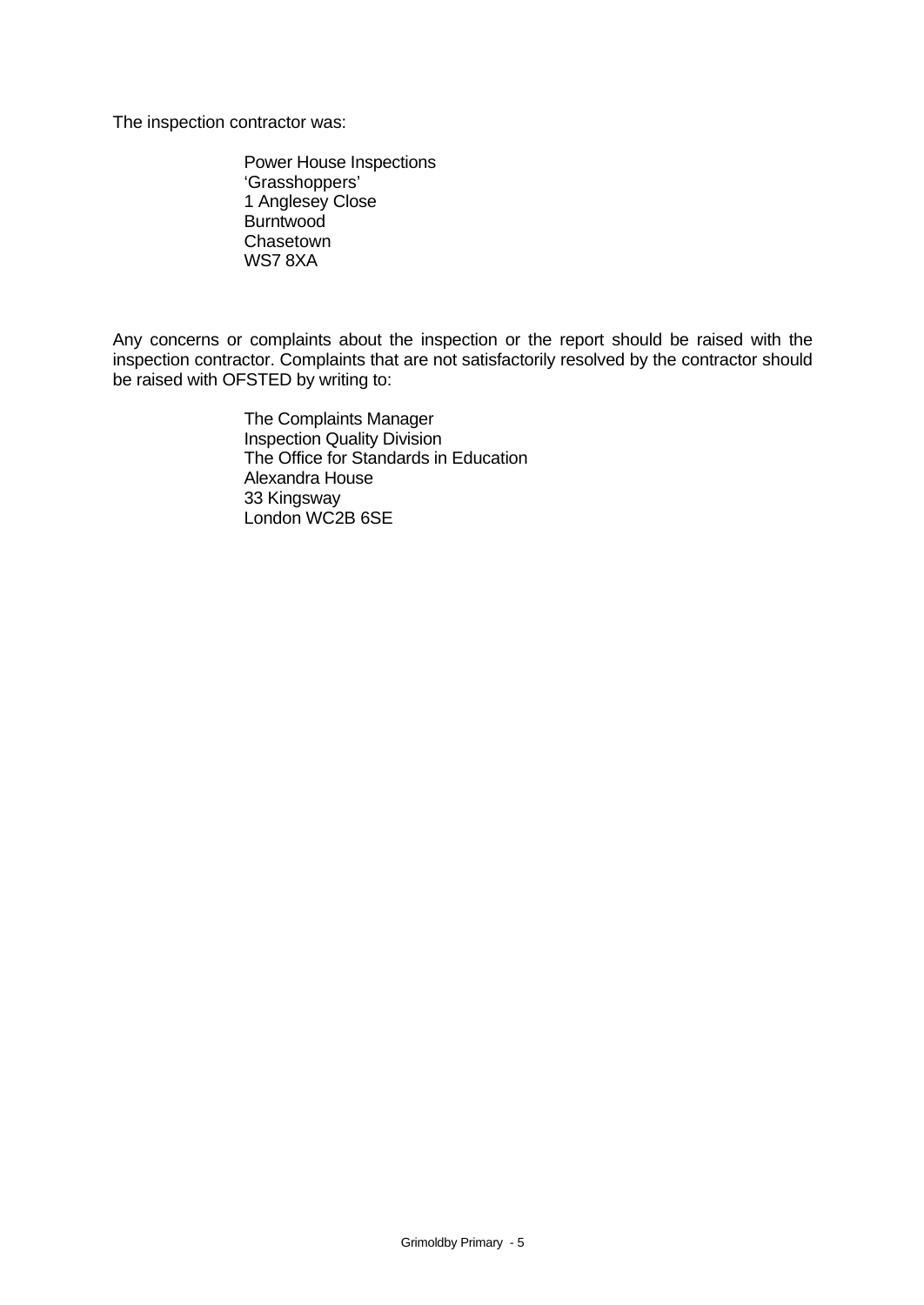The inspection contractor was:

Power House Inspections
'Grasshoppers'
1 Anglesey Close
Burntwood
Chasetown
WS7 8XA

Any concerns or complaints about the inspection or the report should be raised with the inspection contractor. Complaints that are not satisfactorily resolved by the contractor should be raised with OFSTED by writing to:

The Complaints Manager
Inspection Quality Division
The Office for Standards in Education
Alexandra House
33 Kingsway
London WC2B 6SE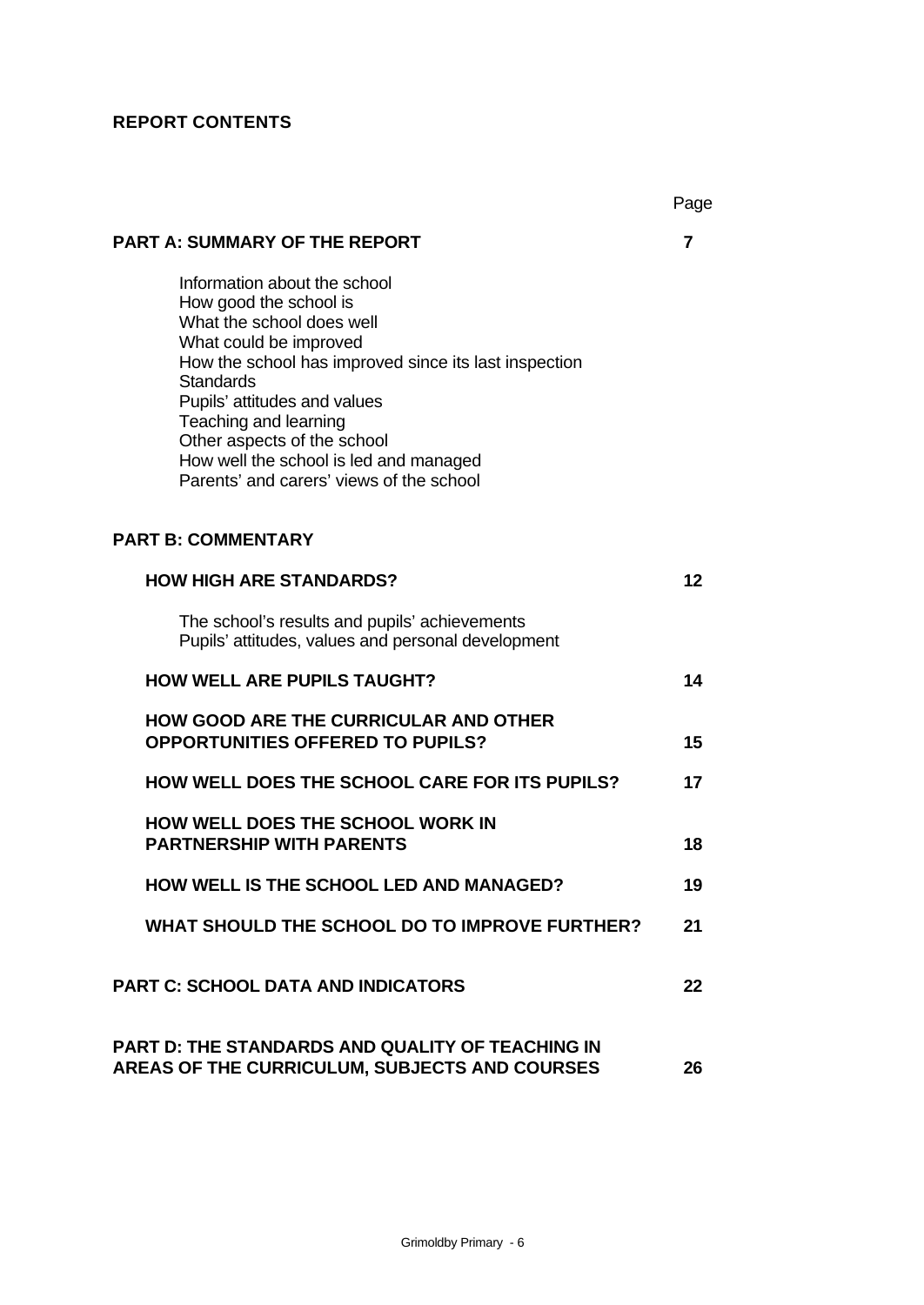**REPORT CONTENTS**

| | Page |
|---|---|
| **PART A: SUMMARY OF THE REPORT** | **7** |
| Information about the school<br>How good the school is<br>What the school does well<br>What could be improved<br>How the school has improved since its last inspection<br>Standards<br>Pupils' attitudes and values<br>Teaching and learning<br>Other aspects of the school<br>How well the school is led and managed<br>Parents' and carers' views of the school | |
| **PART B: COMMENTARY** | |
| **HOW HIGH ARE STANDARDS?** | **12** |
| The school's results and pupils' achievements<br>Pupils' attitudes, values and personal development | |
| **HOW WELL ARE PUPILS TAUGHT?** | **14** |
| **HOW GOOD ARE THE CURRICULAR AND OTHER OPPORTUNITIES OFFERED TO PUPILS?** | **15** |
| **HOW WELL DOES THE SCHOOL CARE FOR ITS PUPILS?** | **17** |
| **HOW WELL DOES THE SCHOOL WORK IN PARTNERSHIP WITH PARENTS** | **18** |
| **HOW WELL IS THE SCHOOL LED AND MANAGED?** | **19** |
| **WHAT SHOULD THE SCHOOL DO TO IMPROVE FURTHER?** | **21** |
| **PART C: SCHOOL DATA AND INDICATORS** | **22** |
| **PART D: THE STANDARDS AND QUALITY OF TEACHING IN AREAS OF THE CURRICULUM, SUBJECTS AND COURSES** | **26** |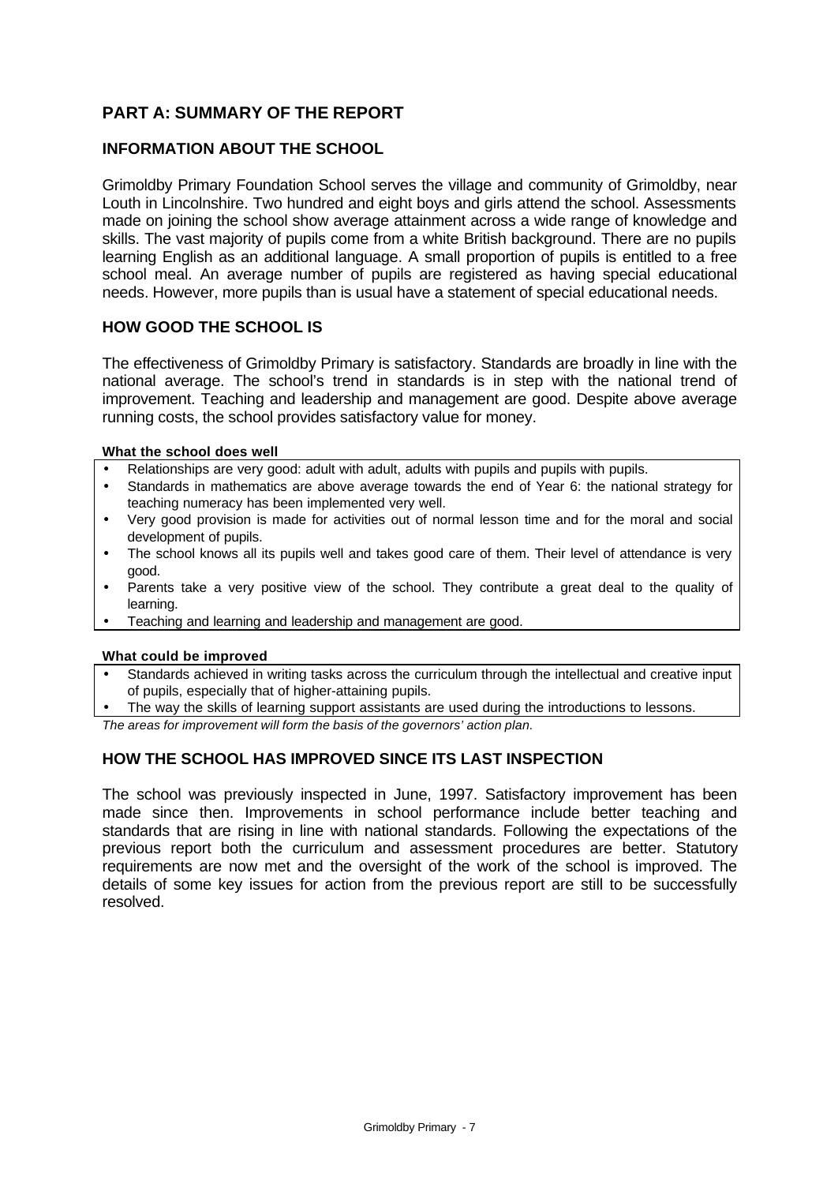## PART A: SUMMARY OF THE REPORT

### INFORMATION ABOUT THE SCHOOL

Grimoldby Primary Foundation School serves the village and community of Grimoldby, near Louth in Lincolnshire. Two hundred and eight boys and girls attend the school. Assessments made on joining the school show average attainment across a wide range of knowledge and skills. The vast majority of pupils come from a white British background. There are no pupils learning English as an additional language. A small proportion of pupils is entitled to a free school meal. An average number of pupils are registered as having special educational needs. However, more pupils than is usual have a statement of special educational needs.

### HOW GOOD THE SCHOOL IS

The effectiveness of Grimoldby Primary is satisfactory. Standards are broadly in line with the national average. The school's trend in standards is in step with the national trend of improvement. Teaching and leadership and management are good. Despite above average running costs, the school provides satisfactory value for money.

**What the school does well**

- Relationships are very good: adult with adult, adults with pupils and pupils with pupils.
- Standards in mathematics are above average towards the end of Year 6: the national strategy for teaching numeracy has been implemented very well.
- Very good provision is made for activities out of normal lesson time and for the moral and social development of pupils.
- The school knows all its pupils well and takes good care of them. Their level of attendance is very good.
- Parents take a very positive view of the school. They contribute a great deal to the quality of learning.
- Teaching and learning and leadership and management are good.

**What could be improved**

- Standards achieved in writing tasks across the curriculum through the intellectual and creative input of pupils, especially that of higher-attaining pupils.
- The way the skills of learning support assistants are used during the introductions to lessons.

*The areas for improvement will form the basis of the governors' action plan.*

### HOW THE SCHOOL HAS IMPROVED SINCE ITS LAST INSPECTION

The school was previously inspected in June, 1997. Satisfactory improvement has been made since then. Improvements in school performance include better teaching and standards that are rising in line with national standards. Following the expectations of the previous report both the curriculum and assessment procedures are better. Statutory requirements are now met and the oversight of the work of the school is improved. The details of some key issues for action from the previous report are still to be successfully resolved.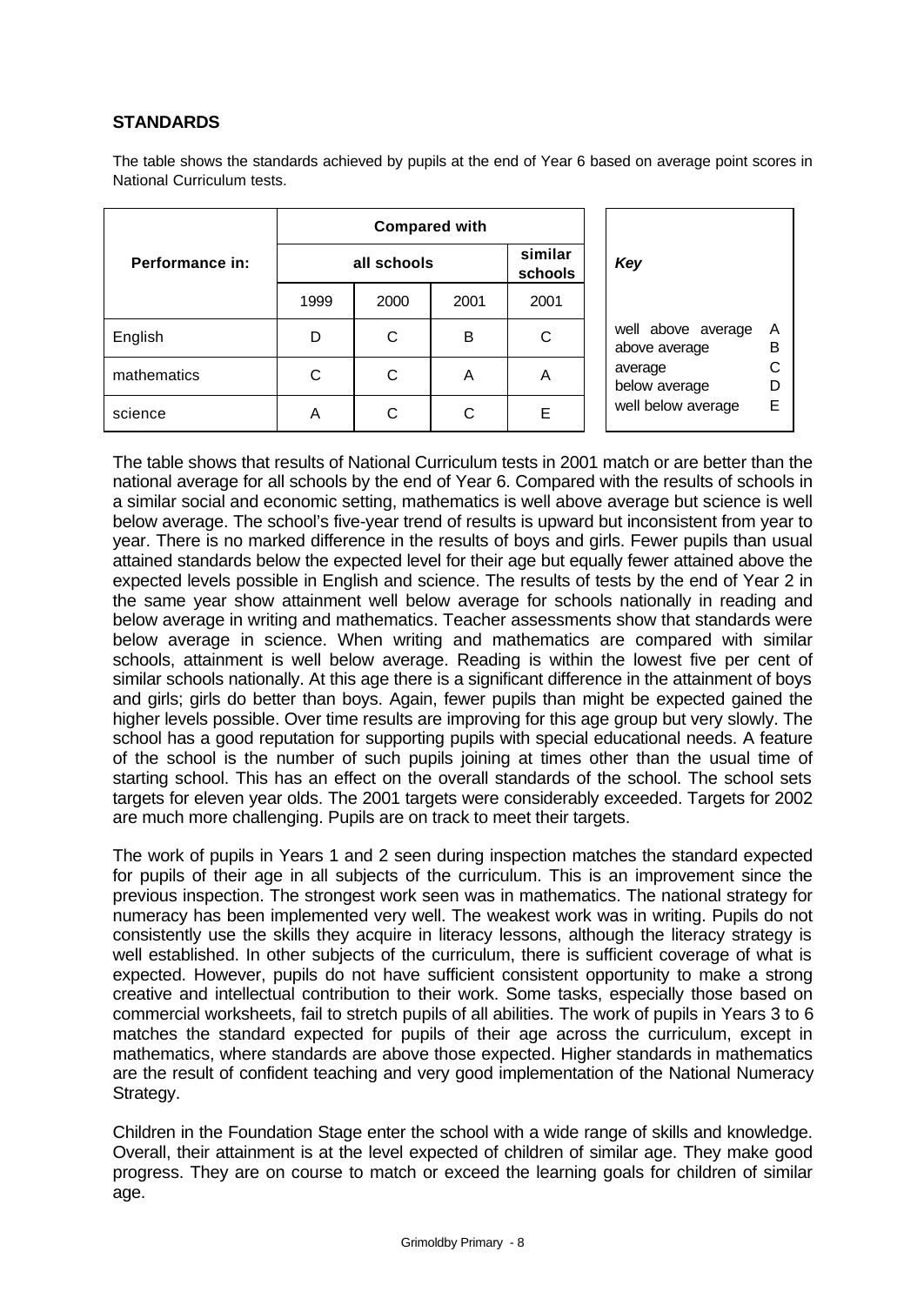## STANDARDS

The table shows the standards achieved by pupils at the end of Year 6 based on average point scores in National Curriculum tests.

| Performance in: | Compared with | | | |
|---|---|---|---|---|
| | all schools | | | similar schools |
| | 1999 | 2000 | 2001 | 2001 |
| English | D | C | B | C |
| mathematics | C | C | A | A |
| science | A | C | C | E |

| *Key* | |
|---|---|
| well above average | A |
| above average | B |
| average | C |
| below average | D |
| well below average | E |

The table shows that results of National Curriculum tests in 2001 match or are better than the national average for all schools by the end of Year 6. Compared with the results of schools in a similar social and economic setting, mathematics is well above average but science is well below average. The school's five-year trend of results is upward but inconsistent from year to year. There is no marked difference in the results of boys and girls. Fewer pupils than usual attained standards below the expected level for their age but equally fewer attained above the expected levels possible in English and science. The results of tests by the end of Year 2 in the same year show attainment well below average for schools nationally in reading and below average in writing and mathematics. Teacher assessments show that standards were below average in science. When writing and mathematics are compared with similar schools, attainment is well below average. Reading is within the lowest five per cent of similar schools nationally. At this age there is a significant difference in the attainment of boys and girls; girls do better than boys. Again, fewer pupils than might be expected gained the higher levels possible. Over time results are improving for this age group but very slowly. The school has a good reputation for supporting pupils with special educational needs. A feature of the school is the number of such pupils joining at times other than the usual time of starting school. This has an effect on the overall standards of the school. The school sets targets for eleven year olds. The 2001 targets were considerably exceeded. Targets for 2002 are much more challenging. Pupils are on track to meet their targets.

The work of pupils in Years 1 and 2 seen during inspection matches the standard expected for pupils of their age in all subjects of the curriculum. This is an improvement since the previous inspection. The strongest work seen was in mathematics. The national strategy for numeracy has been implemented very well. The weakest work was in writing. Pupils do not consistently use the skills they acquire in literacy lessons, although the literacy strategy is well established. In other subjects of the curriculum, there is sufficient coverage of what is expected. However, pupils do not have sufficient consistent opportunity to make a strong creative and intellectual contribution to their work. Some tasks, especially those based on commercial worksheets, fail to stretch pupils of all abilities. The work of pupils in Years 3 to 6 matches the standard expected for pupils of their age across the curriculum, except in mathematics, where standards are above those expected. Higher standards in mathematics are the result of confident teaching and very good implementation of the National Numeracy Strategy.

Children in the Foundation Stage enter the school with a wide range of skills and knowledge. Overall, their attainment is at the level expected of children of similar age. They make good progress. They are on course to match or exceed the learning goals for children of similar age.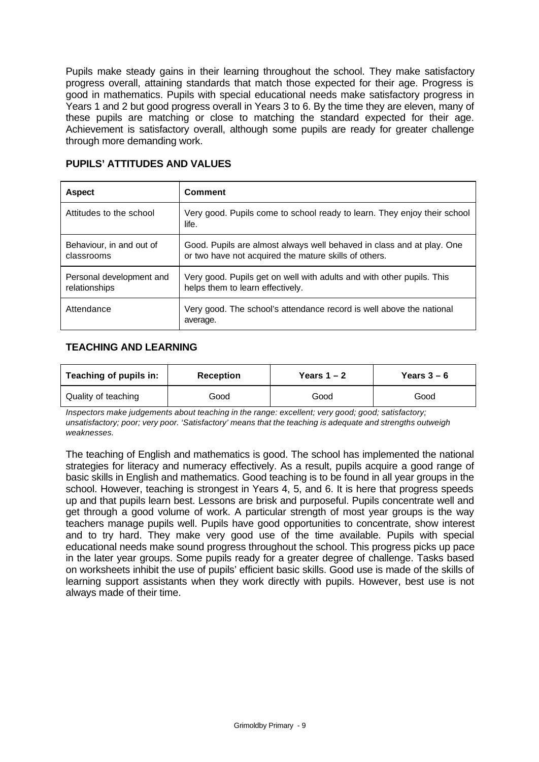Pupils make steady gains in their learning throughout the school. They make satisfactory progress overall, attaining standards that match those expected for their age. Progress is good in mathematics. Pupils with special educational needs make satisfactory progress in Years 1 and 2 but good progress overall in Years 3 to 6. By the time they are eleven, many of these pupils are matching or close to matching the standard expected for their age. Achievement is satisfactory overall, although some pupils are ready for greater challenge through more demanding work.

## PUPILS' ATTITUDES AND VALUES

| Aspect | Comment |
|---|---|
| Attitudes to the school | Very good. Pupils come to school ready to learn. They enjoy their school life. |
| Behaviour, in and out of classrooms | Good. Pupils are almost always well behaved in class and at play. One or two have not acquired the mature skills of others. |
| Personal development and relationships | Very good. Pupils get on well with adults and with other pupils. This helps them to learn effectively. |
| Attendance | Very good. The school's attendance record is well above the national average. |

## TEACHING AND LEARNING

| Teaching of pupils in: | Reception | Years 1 – 2 | Years 3 – 6 |
|---|---|---|---|
| Quality of teaching | Good | Good | Good |

*Inspectors make judgements about teaching in the range: excellent; very good; good; satisfactory; unsatisfactory; poor; very poor. 'Satisfactory' means that the teaching is adequate and strengths outweigh weaknesses.*

The teaching of English and mathematics is good. The school has implemented the national strategies for literacy and numeracy effectively. As a result, pupils acquire a good range of basic skills in English and mathematics. Good teaching is to be found in all year groups in the school. However, teaching is strongest in Years 4, 5, and 6. It is here that progress speeds up and that pupils learn best. Lessons are brisk and purposeful. Pupils concentrate well and get through a good volume of work. A particular strength of most year groups is the way teachers manage pupils well. Pupils have good opportunities to concentrate, show interest and to try hard. They make very good use of the time available. Pupils with special educational needs make sound progress throughout the school. This progress picks up pace in the later year groups. Some pupils ready for a greater degree of challenge. Tasks based on worksheets inhibit the use of pupils' efficient basic skills. Good use is made of the skills of learning support assistants when they work directly with pupils. However, best use is not always made of their time.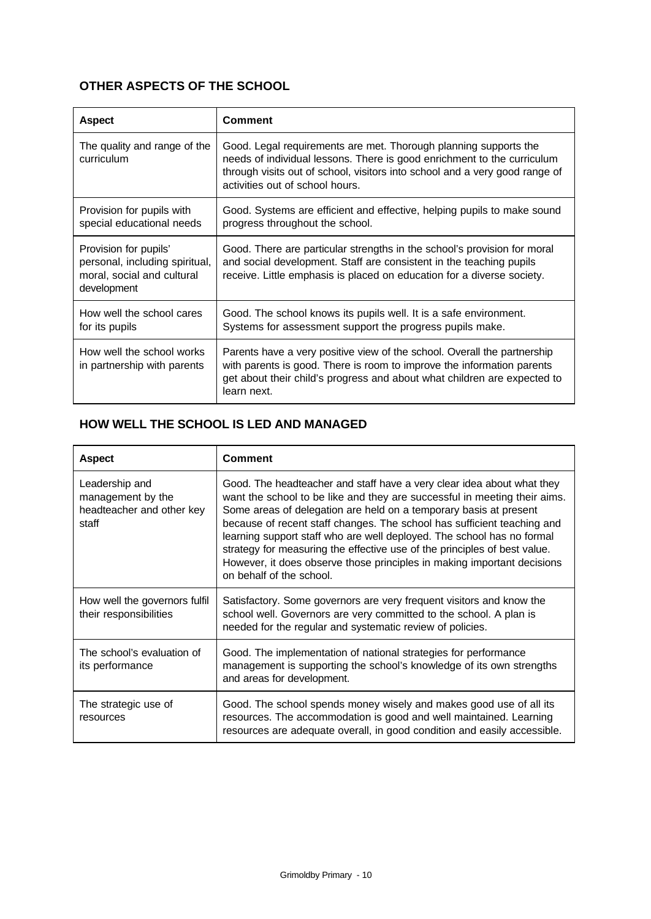## OTHER ASPECTS OF THE SCHOOL

| Aspect | Comment |
|---|---|
| The quality and range of the curriculum | Good. Legal requirements are met. Thorough planning supports the needs of individual lessons. There is good enrichment to the curriculum through visits out of school, visitors into school and a very good range of activities out of school hours. |
| Provision for pupils with special educational needs | Good. Systems are efficient and effective, helping pupils to make sound progress throughout the school. |
| Provision for pupils' personal, including spiritual, moral, social and cultural development | Good. There are particular strengths in the school's provision for moral and social development. Staff are consistent in the teaching pupils receive. Little emphasis is placed on education for a diverse society. |
| How well the school cares for its pupils | Good. The school knows its pupils well. It is a safe environment. Systems for assessment support the progress pupils make. |
| How well the school works in partnership with parents | Parents have a very positive view of the school. Overall the partnership with parents is good. There is room to improve the information parents get about their child's progress and about what children are expected to learn next. |

## HOW WELL THE SCHOOL IS LED AND MANAGED

| Aspect | Comment |
|---|---|
| Leadership and management by the headteacher and other key staff | Good. The headteacher and staff have a very clear idea about what they want the school to be like and they are successful in meeting their aims. Some areas of delegation are held on a temporary basis at present because of recent staff changes. The school has sufficient teaching and learning support staff who are well deployed. The school has no formal strategy for measuring the effective use of the principles of best value. However, it does observe those principles in making important decisions on behalf of the school. |
| How well the governors fulfil their responsibilities | Satisfactory. Some governors are very frequent visitors and know the school well. Governors are very committed to the school. A plan is needed for the regular and systematic review of policies. |
| The school's evaluation of its performance | Good. The implementation of national strategies for performance management is supporting the school's knowledge of its own strengths and areas for development. |
| The strategic use of resources | Good. The school spends money wisely and makes good use of all its resources. The accommodation is good and well maintained. Learning resources are adequate overall, in good condition and easily accessible. |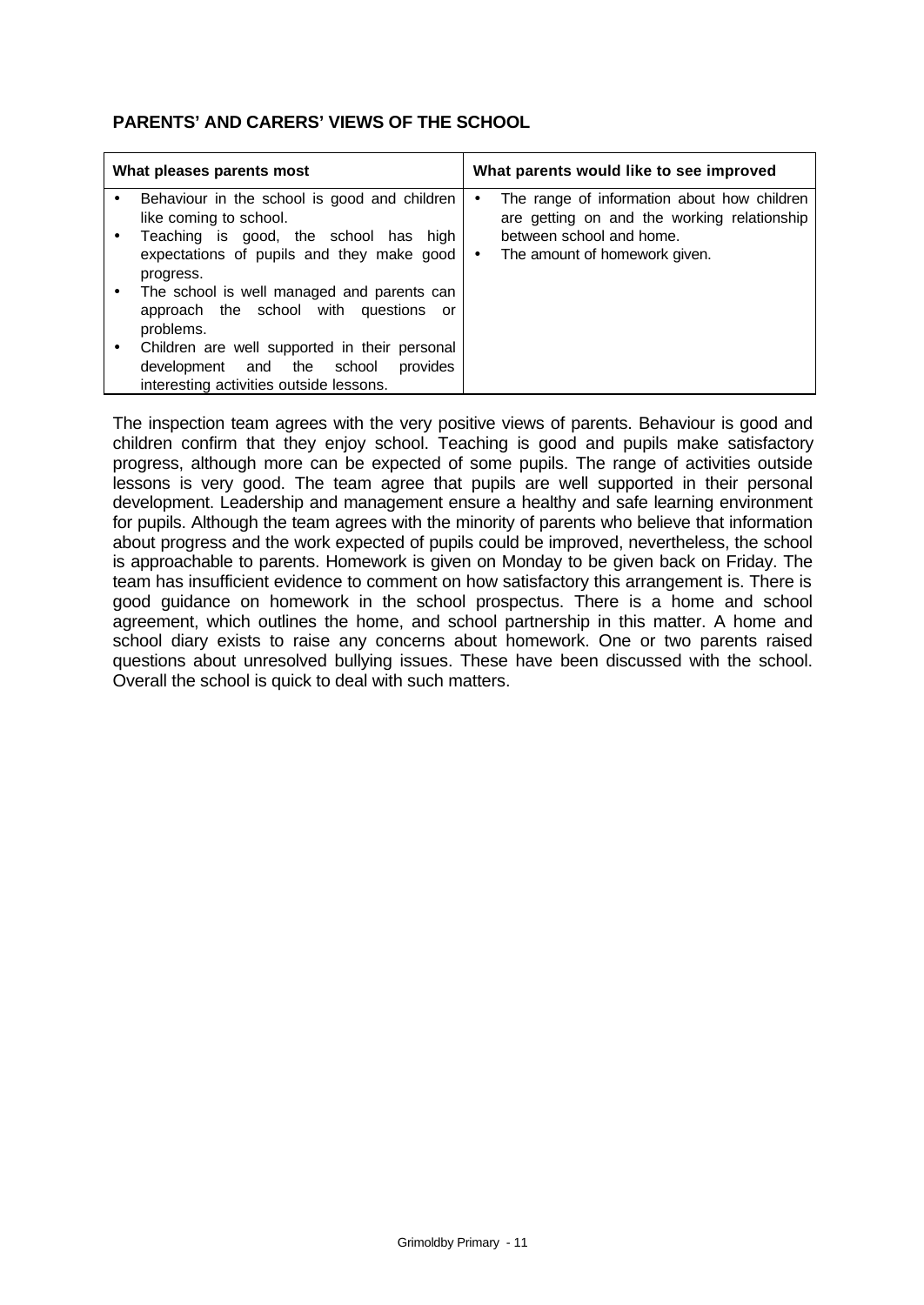**PARENTS' AND CARERS' VIEWS OF THE SCHOOL**

| What pleases parents most | What parents would like to see improved |
|---|---|
| • Behaviour in the school is good and children like coming to school.<br>• Teaching is good, the school has high expectations of pupils and they make good progress.<br>• The school is well managed and parents can approach the school with questions or problems.<br>• Children are well supported in their personal development and the school provides interesting activities outside lessons. | • The range of information about how children are getting on and the working relationship between school and home.<br>• The amount of homework given. |

The inspection team agrees with the very positive views of parents. Behaviour is good and children confirm that they enjoy school. Teaching is good and pupils make satisfactory progress, although more can be expected of some pupils. The range of activities outside lessons is very good. The team agree that pupils are well supported in their personal development. Leadership and management ensure a healthy and safe learning environment for pupils. Although the team agrees with the minority of parents who believe that information about progress and the work expected of pupils could be improved, nevertheless, the school is approachable to parents. Homework is given on Monday to be given back on Friday. The team has insufficient evidence to comment on how satisfactory this arrangement is. There is good guidance on homework in the school prospectus. There is a home and school agreement, which outlines the home, and school partnership in this matter. A home and school diary exists to raise any concerns about homework. One or two parents raised questions about unresolved bullying issues. These have been discussed with the school. Overall the school is quick to deal with such matters.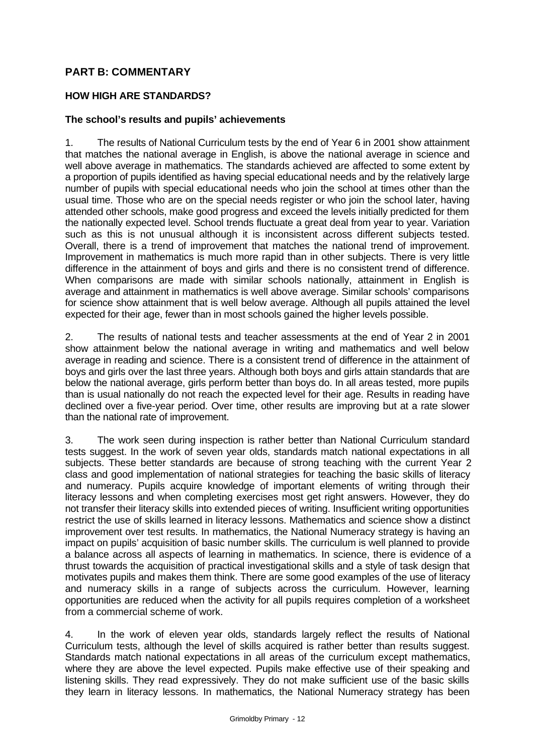## PART B: COMMENTARY

### HOW HIGH ARE STANDARDS?

#### The school's results and pupils' achievements

1. The results of National Curriculum tests by the end of Year 6 in 2001 show attainment that matches the national average in English, is above the national average in science and well above average in mathematics. The standards achieved are affected to some extent by a proportion of pupils identified as having special educational needs and by the relatively large number of pupils with special educational needs who join the school at times other than the usual time. Those who are on the special needs register or who join the school later, having attended other schools, make good progress and exceed the levels initially predicted for them the nationally expected level. School trends fluctuate a great deal from year to year. Variation such as this is not unusual although it is inconsistent across different subjects tested. Overall, there is a trend of improvement that matches the national trend of improvement. Improvement in mathematics is much more rapid than in other subjects. There is very little difference in the attainment of boys and girls and there is no consistent trend of difference. When comparisons are made with similar schools nationally, attainment in English is average and attainment in mathematics is well above average. Similar schools' comparisons for science show attainment that is well below average. Although all pupils attained the level expected for their age, fewer than in most schools gained the higher levels possible.

2. The results of national tests and teacher assessments at the end of Year 2 in 2001 show attainment below the national average in writing and mathematics and well below average in reading and science. There is a consistent trend of difference in the attainment of boys and girls over the last three years. Although both boys and girls attain standards that are below the national average, girls perform better than boys do. In all areas tested, more pupils than is usual nationally do not reach the expected level for their age. Results in reading have declined over a five-year period. Over time, other results are improving but at a rate slower than the national rate of improvement.

3. The work seen during inspection is rather better than National Curriculum standard tests suggest. In the work of seven year olds, standards match national expectations in all subjects. These better standards are because of strong teaching with the current Year 2 class and good implementation of national strategies for teaching the basic skills of literacy and numeracy. Pupils acquire knowledge of important elements of writing through their literacy lessons and when completing exercises most get right answers. However, they do not transfer their literacy skills into extended pieces of writing. Insufficient writing opportunities restrict the use of skills learned in literacy lessons. Mathematics and science show a distinct improvement over test results. In mathematics, the National Numeracy strategy is having an impact on pupils' acquisition of basic number skills. The curriculum is well planned to provide a balance across all aspects of learning in mathematics. In science, there is evidence of a thrust towards the acquisition of practical investigational skills and a style of task design that motivates pupils and makes them think. There are some good examples of the use of literacy and numeracy skills in a range of subjects across the curriculum. However, learning opportunities are reduced when the activity for all pupils requires completion of a worksheet from a commercial scheme of work.

4. In the work of eleven year olds, standards largely reflect the results of National Curriculum tests, although the level of skills acquired is rather better than results suggest. Standards match national expectations in all areas of the curriculum except mathematics, where they are above the level expected. Pupils make effective use of their speaking and listening skills. They read expressively. They do not make sufficient use of the basic skills they learn in literacy lessons. In mathematics, the National Numeracy strategy has been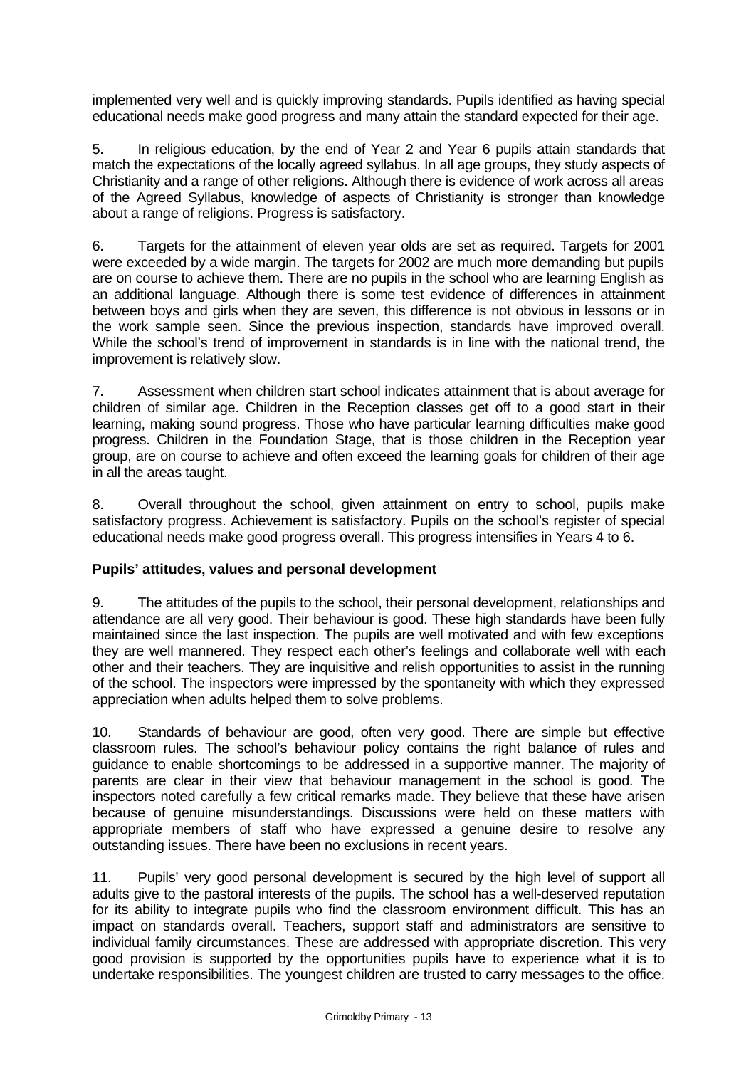implemented very well and is quickly improving standards. Pupils identified as having special educational needs make good progress and many attain the standard expected for their age.

5. In religious education, by the end of Year 2 and Year 6 pupils attain standards that match the expectations of the locally agreed syllabus. In all age groups, they study aspects of Christianity and a range of other religions. Although there is evidence of work across all areas of the Agreed Syllabus, knowledge of aspects of Christianity is stronger than knowledge about a range of religions. Progress is satisfactory.

6. Targets for the attainment of eleven year olds are set as required. Targets for 2001 were exceeded by a wide margin. The targets for 2002 are much more demanding but pupils are on course to achieve them. There are no pupils in the school who are learning English as an additional language. Although there is some test evidence of differences in attainment between boys and girls when they are seven, this difference is not obvious in lessons or in the work sample seen. Since the previous inspection, standards have improved overall. While the school's trend of improvement in standards is in line with the national trend, the improvement is relatively slow.

7. Assessment when children start school indicates attainment that is about average for children of similar age. Children in the Reception classes get off to a good start in their learning, making sound progress. Those who have particular learning difficulties make good progress. Children in the Foundation Stage, that is those children in the Reception year group, are on course to achieve and often exceed the learning goals for children of their age in all the areas taught.

8. Overall throughout the school, given attainment on entry to school, pupils make satisfactory progress. Achievement is satisfactory. Pupils on the school's register of special educational needs make good progress overall. This progress intensifies in Years 4 to 6.

**Pupils' attitudes, values and personal development**

9. The attitudes of the pupils to the school, their personal development, relationships and attendance are all very good. Their behaviour is good. These high standards have been fully maintained since the last inspection. The pupils are well motivated and with few exceptions they are well mannered. They respect each other's feelings and collaborate well with each other and their teachers. They are inquisitive and relish opportunities to assist in the running of the school. The inspectors were impressed by the spontaneity with which they expressed appreciation when adults helped them to solve problems.

10. Standards of behaviour are good, often very good. There are simple but effective classroom rules. The school's behaviour policy contains the right balance of rules and guidance to enable shortcomings to be addressed in a supportive manner. The majority of parents are clear in their view that behaviour management in the school is good. The inspectors noted carefully a few critical remarks made. They believe that these have arisen because of genuine misunderstandings. Discussions were held on these matters with appropriate members of staff who have expressed a genuine desire to resolve any outstanding issues. There have been no exclusions in recent years.

11. Pupils' very good personal development is secured by the high level of support all adults give to the pastoral interests of the pupils. The school has a well-deserved reputation for its ability to integrate pupils who find the classroom environment difficult. This has an impact on standards overall. Teachers, support staff and administrators are sensitive to individual family circumstances. These are addressed with appropriate discretion. This very good provision is supported by the opportunities pupils have to experience what it is to undertake responsibilities. The youngest children are trusted to carry messages to the office.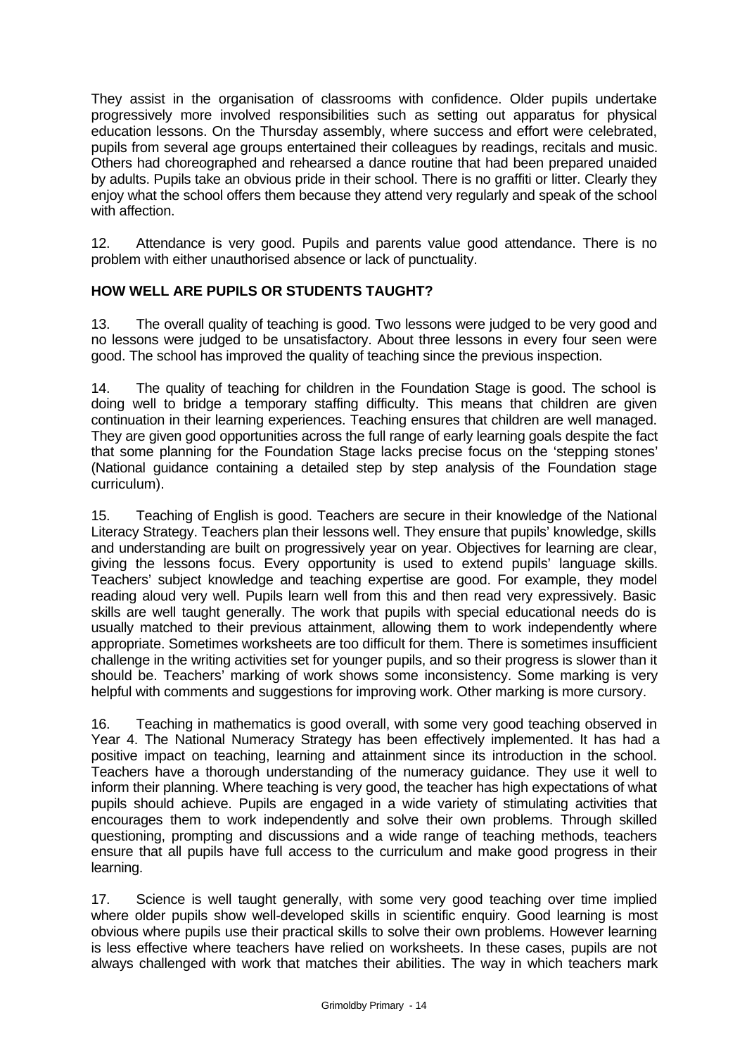They assist in the organisation of classrooms with confidence. Older pupils undertake progressively more involved responsibilities such as setting out apparatus for physical education lessons. On the Thursday assembly, where success and effort were celebrated, pupils from several age groups entertained their colleagues by readings, recitals and music. Others had choreographed and rehearsed a dance routine that had been prepared unaided by adults. Pupils take an obvious pride in their school. There is no graffiti or litter. Clearly they enjoy what the school offers them because they attend very regularly and speak of the school with affection.

12. Attendance is very good. Pupils and parents value good attendance. There is no problem with either unauthorised absence or lack of punctuality.

## HOW WELL ARE PUPILS OR STUDENTS TAUGHT?

13. The overall quality of teaching is good. Two lessons were judged to be very good and no lessons were judged to be unsatisfactory. About three lessons in every four seen were good. The school has improved the quality of teaching since the previous inspection.

14. The quality of teaching for children in the Foundation Stage is good. The school is doing well to bridge a temporary staffing difficulty. This means that children are given continuation in their learning experiences. Teaching ensures that children are well managed. They are given good opportunities across the full range of early learning goals despite the fact that some planning for the Foundation Stage lacks precise focus on the 'stepping stones' (National guidance containing a detailed step by step analysis of the Foundation stage curriculum).

15. Teaching of English is good. Teachers are secure in their knowledge of the National Literacy Strategy. Teachers plan their lessons well. They ensure that pupils' knowledge, skills and understanding are built on progressively year on year. Objectives for learning are clear, giving the lessons focus. Every opportunity is used to extend pupils' language skills. Teachers' subject knowledge and teaching expertise are good. For example, they model reading aloud very well. Pupils learn well from this and then read very expressively. Basic skills are well taught generally. The work that pupils with special educational needs do is usually matched to their previous attainment, allowing them to work independently where appropriate. Sometimes worksheets are too difficult for them. There is sometimes insufficient challenge in the writing activities set for younger pupils, and so their progress is slower than it should be. Teachers' marking of work shows some inconsistency. Some marking is very helpful with comments and suggestions for improving work. Other marking is more cursory.

16. Teaching in mathematics is good overall, with some very good teaching observed in Year 4. The National Numeracy Strategy has been effectively implemented. It has had a positive impact on teaching, learning and attainment since its introduction in the school. Teachers have a thorough understanding of the numeracy guidance. They use it well to inform their planning. Where teaching is very good, the teacher has high expectations of what pupils should achieve. Pupils are engaged in a wide variety of stimulating activities that encourages them to work independently and solve their own problems. Through skilled questioning, prompting and discussions and a wide range of teaching methods, teachers ensure that all pupils have full access to the curriculum and make good progress in their learning.

17. Science is well taught generally, with some very good teaching over time implied where older pupils show well-developed skills in scientific enquiry. Good learning is most obvious where pupils use their practical skills to solve their own problems. However learning is less effective where teachers have relied on worksheets. In these cases, pupils are not always challenged with work that matches their abilities. The way in which teachers mark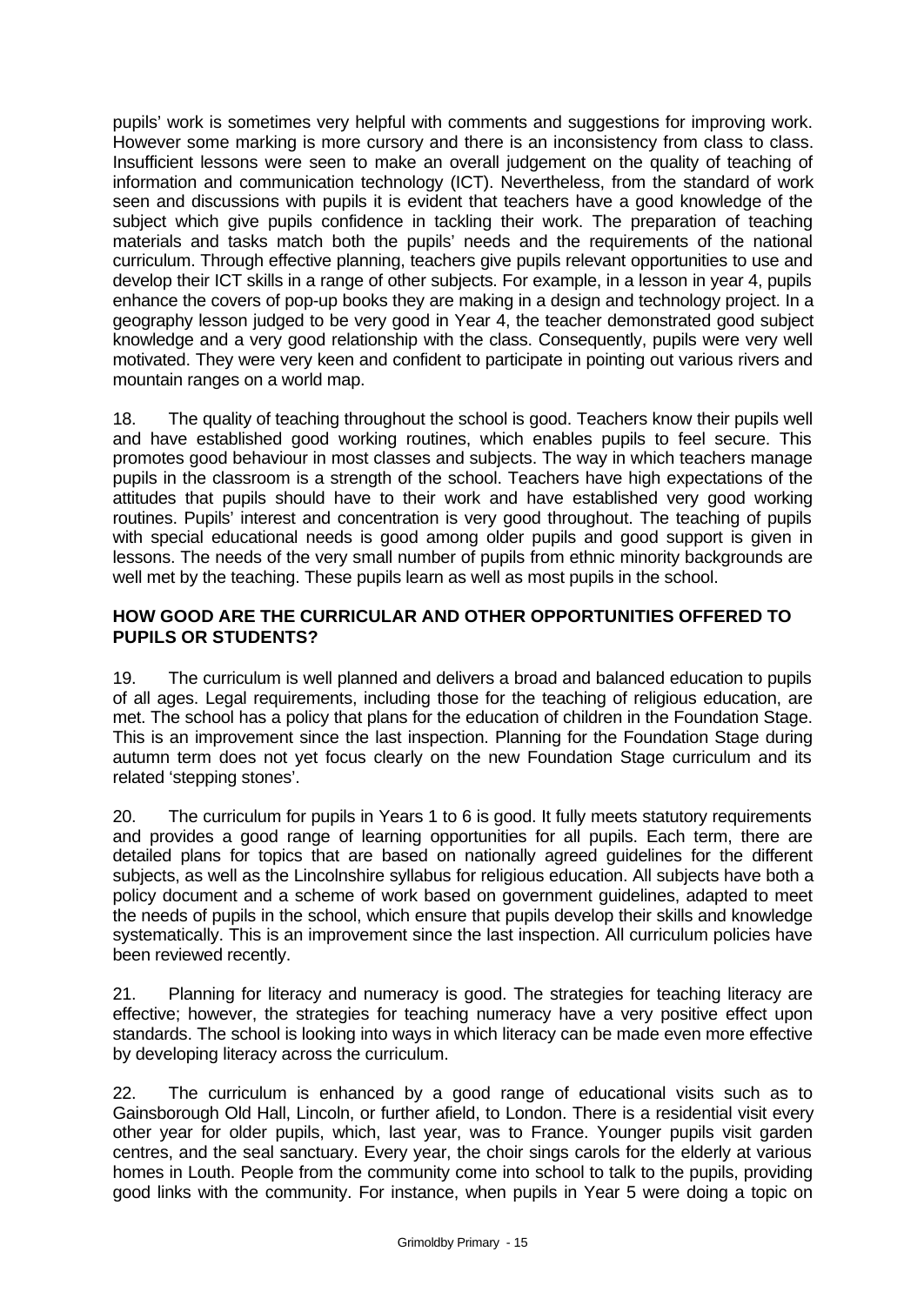pupils' work is sometimes very helpful with comments and suggestions for improving work. However some marking is more cursory and there is an inconsistency from class to class. Insufficient lessons were seen to make an overall judgement on the quality of teaching of information and communication technology (ICT). Nevertheless, from the standard of work seen and discussions with pupils it is evident that teachers have a good knowledge of the subject which give pupils confidence in tackling their work. The preparation of teaching materials and tasks match both the pupils' needs and the requirements of the national curriculum. Through effective planning, teachers give pupils relevant opportunities to use and develop their ICT skills in a range of other subjects. For example, in a lesson in year 4, pupils enhance the covers of pop-up books they are making in a design and technology project. In a geography lesson judged to be very good in Year 4, the teacher demonstrated good subject knowledge and a very good relationship with the class. Consequently, pupils were very well motivated. They were very keen and confident to participate in pointing out various rivers and mountain ranges on a world map.

18. The quality of teaching throughout the school is good. Teachers know their pupils well and have established good working routines, which enables pupils to feel secure. This promotes good behaviour in most classes and subjects. The way in which teachers manage pupils in the classroom is a strength of the school. Teachers have high expectations of the attitudes that pupils should have to their work and have established very good working routines. Pupils' interest and concentration is very good throughout. The teaching of pupils with special educational needs is good among older pupils and good support is given in lessons. The needs of the very small number of pupils from ethnic minority backgrounds are well met by the teaching. These pupils learn as well as most pupils in the school.

## HOW GOOD ARE THE CURRICULAR AND OTHER OPPORTUNITIES OFFERED TO PUPILS OR STUDENTS?

19. The curriculum is well planned and delivers a broad and balanced education to pupils of all ages. Legal requirements, including those for the teaching of religious education, are met. The school has a policy that plans for the education of children in the Foundation Stage. This is an improvement since the last inspection. Planning for the Foundation Stage during autumn term does not yet focus clearly on the new Foundation Stage curriculum and its related 'stepping stones'.

20. The curriculum for pupils in Years 1 to 6 is good. It fully meets statutory requirements and provides a good range of learning opportunities for all pupils. Each term, there are detailed plans for topics that are based on nationally agreed guidelines for the different subjects, as well as the Lincolnshire syllabus for religious education. All subjects have both a policy document and a scheme of work based on government guidelines, adapted to meet the needs of pupils in the school, which ensure that pupils develop their skills and knowledge systematically. This is an improvement since the last inspection. All curriculum policies have been reviewed recently.

21. Planning for literacy and numeracy is good. The strategies for teaching literacy are effective; however, the strategies for teaching numeracy have a very positive effect upon standards. The school is looking into ways in which literacy can be made even more effective by developing literacy across the curriculum.

22. The curriculum is enhanced by a good range of educational visits such as to Gainsborough Old Hall, Lincoln, or further afield, to London. There is a residential visit every other year for older pupils, which, last year, was to France. Younger pupils visit garden centres, and the seal sanctuary. Every year, the choir sings carols for the elderly at various homes in Louth. People from the community come into school to talk to the pupils, providing good links with the community. For instance, when pupils in Year 5 were doing a topic on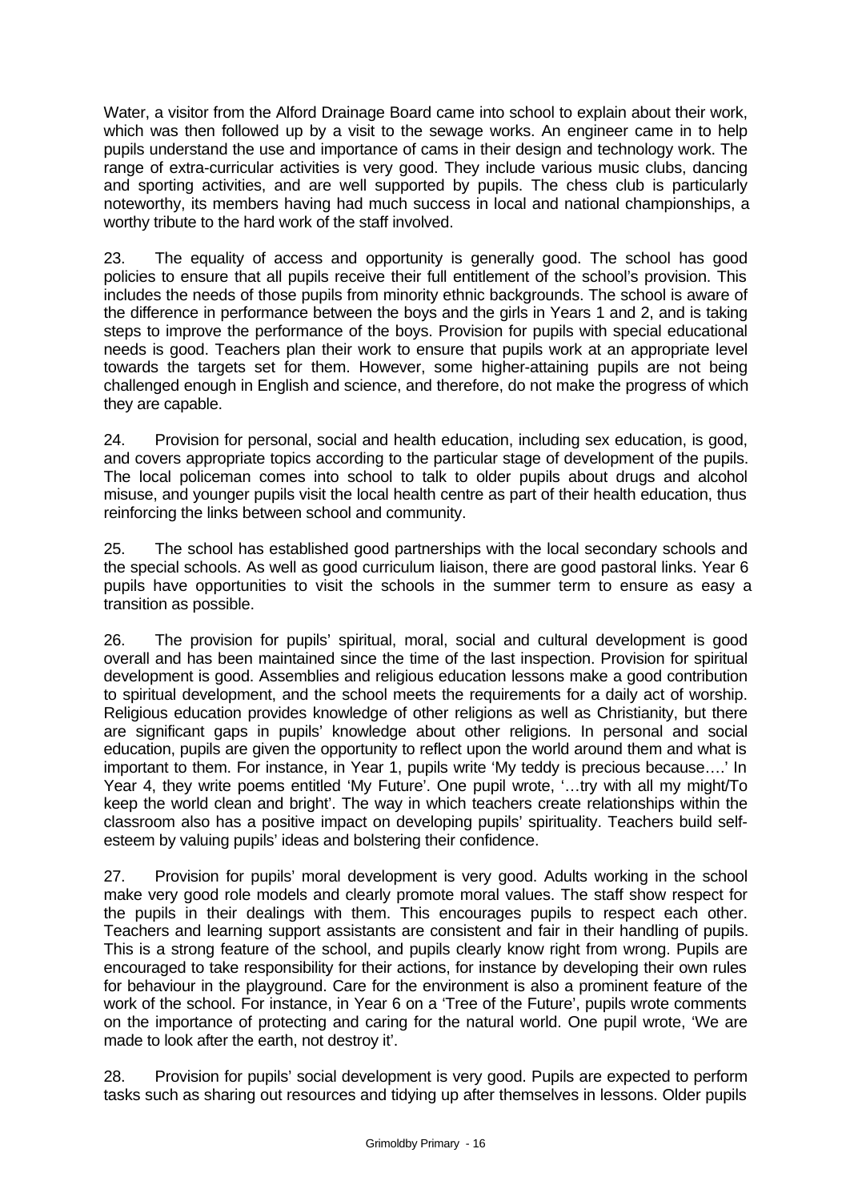Water, a visitor from the Alford Drainage Board came into school to explain about their work, which was then followed up by a visit to the sewage works. An engineer came in to help pupils understand the use and importance of cams in their design and technology work. The range of extra-curricular activities is very good. They include various music clubs, dancing and sporting activities, and are well supported by pupils. The chess club is particularly noteworthy, its members having had much success in local and national championships, a worthy tribute to the hard work of the staff involved.

23. The equality of access and opportunity is generally good. The school has good policies to ensure that all pupils receive their full entitlement of the school's provision. This includes the needs of those pupils from minority ethnic backgrounds. The school is aware of the difference in performance between the boys and the girls in Years 1 and 2, and is taking steps to improve the performance of the boys. Provision for pupils with special educational needs is good. Teachers plan their work to ensure that pupils work at an appropriate level towards the targets set for them. However, some higher-attaining pupils are not being challenged enough in English and science, and therefore, do not make the progress of which they are capable.

24. Provision for personal, social and health education, including sex education, is good, and covers appropriate topics according to the particular stage of development of the pupils. The local policeman comes into school to talk to older pupils about drugs and alcohol misuse, and younger pupils visit the local health centre as part of their health education, thus reinforcing the links between school and community.

25. The school has established good partnerships with the local secondary schools and the special schools. As well as good curriculum liaison, there are good pastoral links. Year 6 pupils have opportunities to visit the schools in the summer term to ensure as easy a transition as possible.

26. The provision for pupils' spiritual, moral, social and cultural development is good overall and has been maintained since the time of the last inspection. Provision for spiritual development is good. Assemblies and religious education lessons make a good contribution to spiritual development, and the school meets the requirements for a daily act of worship. Religious education provides knowledge of other religions as well as Christianity, but there are significant gaps in pupils' knowledge about other religions. In personal and social education, pupils are given the opportunity to reflect upon the world around them and what is important to them. For instance, in Year 1, pupils write 'My teddy is precious because….' In Year 4, they write poems entitled 'My Future'. One pupil wrote, '…try with all my might/To keep the world clean and bright'. The way in which teachers create relationships within the classroom also has a positive impact on developing pupils' spirituality. Teachers build self-esteem by valuing pupils' ideas and bolstering their confidence.

27. Provision for pupils' moral development is very good. Adults working in the school make very good role models and clearly promote moral values. The staff show respect for the pupils in their dealings with them. This encourages pupils to respect each other. Teachers and learning support assistants are consistent and fair in their handling of pupils. This is a strong feature of the school, and pupils clearly know right from wrong. Pupils are encouraged to take responsibility for their actions, for instance by developing their own rules for behaviour in the playground. Care for the environment is also a prominent feature of the work of the school. For instance, in Year 6 on a 'Tree of the Future', pupils wrote comments on the importance of protecting and caring for the natural world. One pupil wrote, 'We are made to look after the earth, not destroy it'.

28. Provision for pupils' social development is very good. Pupils are expected to perform tasks such as sharing out resources and tidying up after themselves in lessons. Older pupils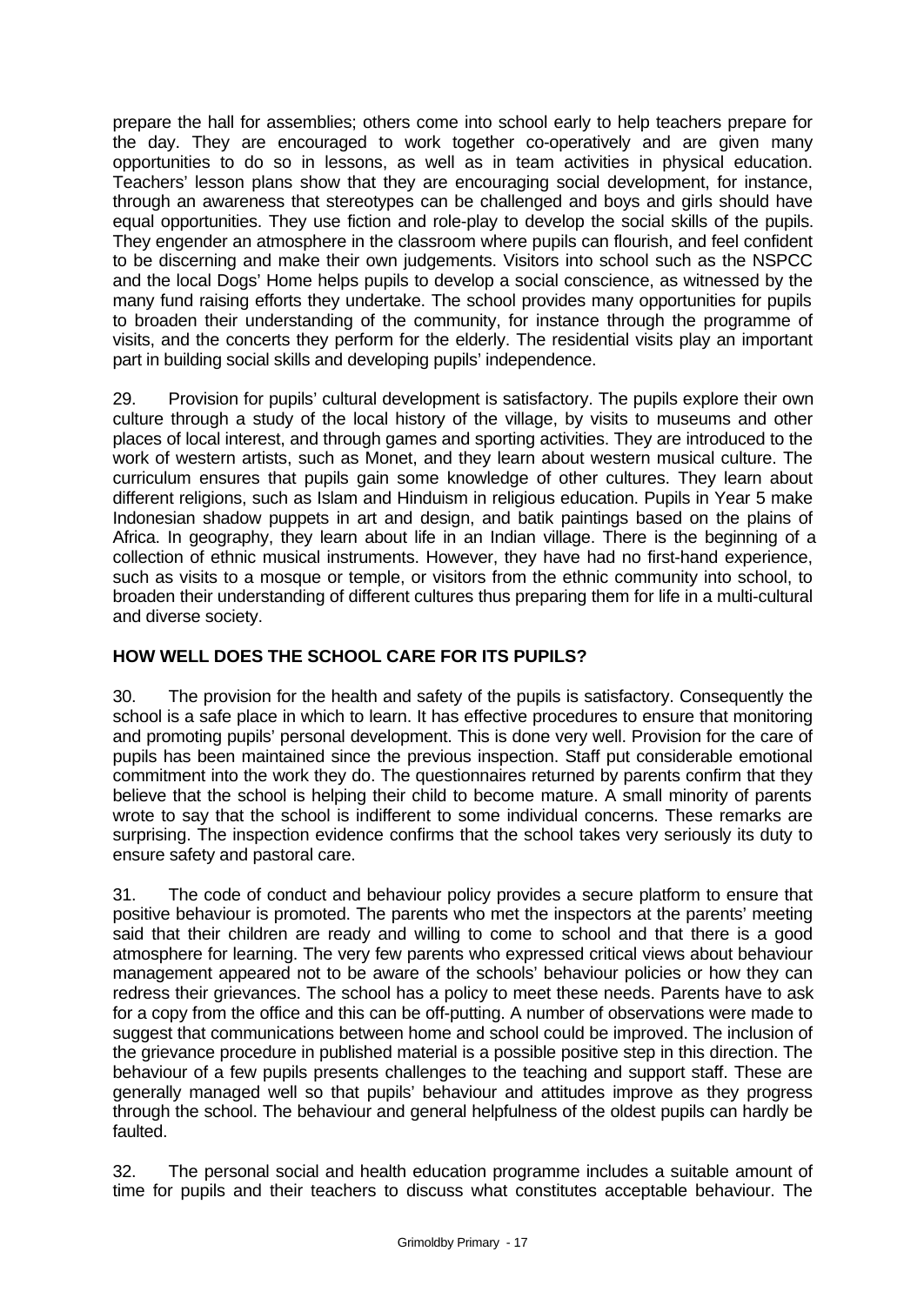prepare the hall for assemblies; others come into school early to help teachers prepare for the day. They are encouraged to work together co-operatively and are given many opportunities to do so in lessons, as well as in team activities in physical education. Teachers' lesson plans show that they are encouraging social development, for instance, through an awareness that stereotypes can be challenged and boys and girls should have equal opportunities. They use fiction and role-play to develop the social skills of the pupils. They engender an atmosphere in the classroom where pupils can flourish, and feel confident to be discerning and make their own judgements. Visitors into school such as the NSPCC and the local Dogs' Home helps pupils to develop a social conscience, as witnessed by the many fund raising efforts they undertake. The school provides many opportunities for pupils to broaden their understanding of the community, for instance through the programme of visits, and the concerts they perform for the elderly. The residential visits play an important part in building social skills and developing pupils' independence.

29. Provision for pupils' cultural development is satisfactory. The pupils explore their own culture through a study of the local history of the village, by visits to museums and other places of local interest, and through games and sporting activities. They are introduced to the work of western artists, such as Monet, and they learn about western musical culture. The curriculum ensures that pupils gain some knowledge of other cultures. They learn about different religions, such as Islam and Hinduism in religious education. Pupils in Year 5 make Indonesian shadow puppets in art and design, and batik paintings based on the plains of Africa. In geography, they learn about life in an Indian village. There is the beginning of a collection of ethnic musical instruments. However, they have had no first-hand experience, such as visits to a mosque or temple, or visitors from the ethnic community into school, to broaden their understanding of different cultures thus preparing them for life in a multi-cultural and diverse society.

## HOW WELL DOES THE SCHOOL CARE FOR ITS PUPILS?

30. The provision for the health and safety of the pupils is satisfactory. Consequently the school is a safe place in which to learn. It has effective procedures to ensure that monitoring and promoting pupils' personal development. This is done very well. Provision for the care of pupils has been maintained since the previous inspection. Staff put considerable emotional commitment into the work they do. The questionnaires returned by parents confirm that they believe that the school is helping their child to become mature. A small minority of parents wrote to say that the school is indifferent to some individual concerns. These remarks are surprising. The inspection evidence confirms that the school takes very seriously its duty to ensure safety and pastoral care.

31. The code of conduct and behaviour policy provides a secure platform to ensure that positive behaviour is promoted. The parents who met the inspectors at the parents' meeting said that their children are ready and willing to come to school and that there is a good atmosphere for learning. The very few parents who expressed critical views about behaviour management appeared not to be aware of the schools' behaviour policies or how they can redress their grievances. The school has a policy to meet these needs. Parents have to ask for a copy from the office and this can be off-putting. A number of observations were made to suggest that communications between home and school could be improved. The inclusion of the grievance procedure in published material is a possible positive step in this direction. The behaviour of a few pupils presents challenges to the teaching and support staff. These are generally managed well so that pupils' behaviour and attitudes improve as they progress through the school. The behaviour and general helpfulness of the oldest pupils can hardly be faulted.

32. The personal social and health education programme includes a suitable amount of time for pupils and their teachers to discuss what constitutes acceptable behaviour. The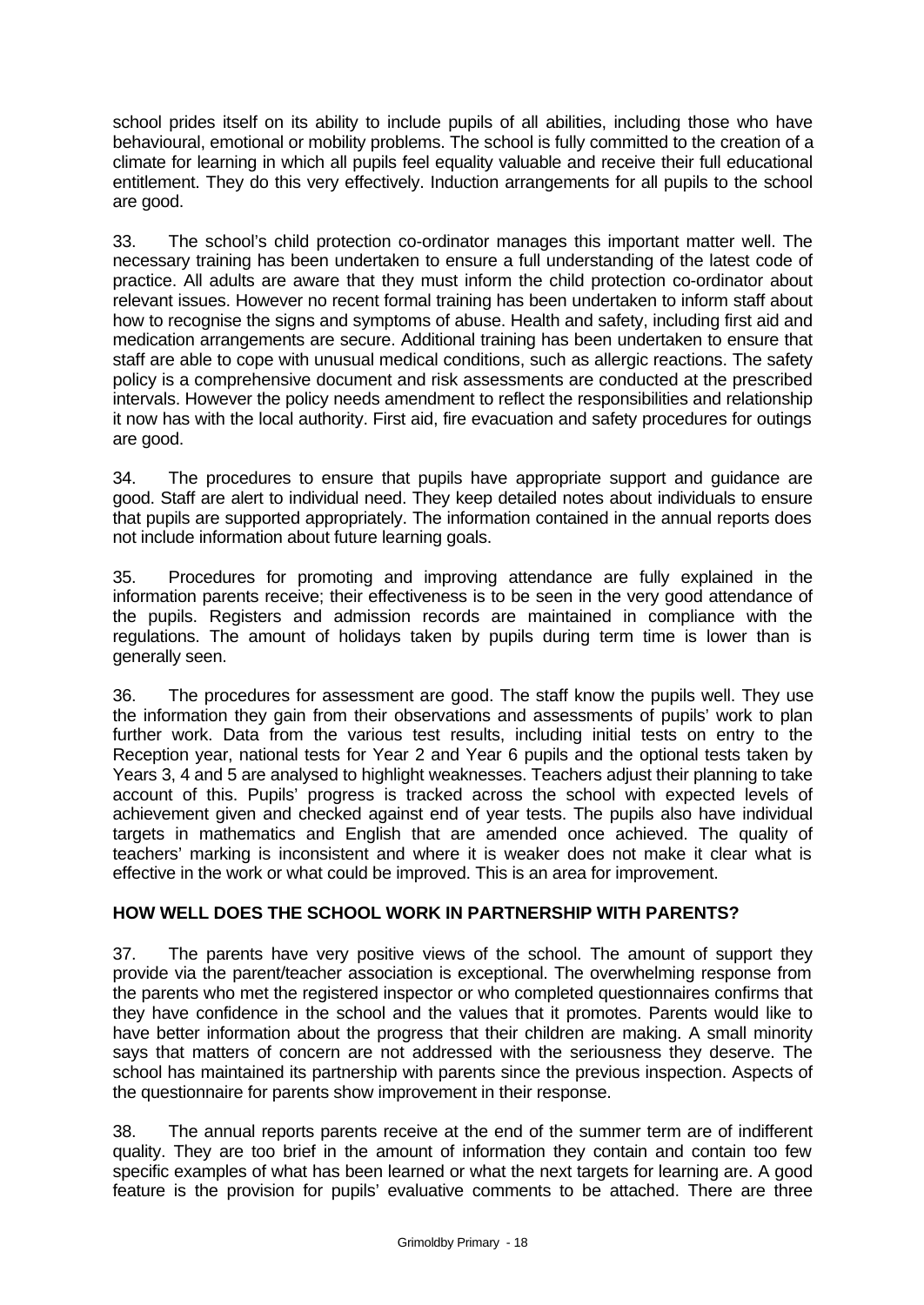school prides itself on its ability to include pupils of all abilities, including those who have behavioural, emotional or mobility problems. The school is fully committed to the creation of a climate for learning in which all pupils feel equality valuable and receive their full educational entitlement. They do this very effectively. Induction arrangements for all pupils to the school are good.

33. The school's child protection co-ordinator manages this important matter well. The necessary training has been undertaken to ensure a full understanding of the latest code of practice. All adults are aware that they must inform the child protection co-ordinator about relevant issues. However no recent formal training has been undertaken to inform staff about how to recognise the signs and symptoms of abuse. Health and safety, including first aid and medication arrangements are secure. Additional training has been undertaken to ensure that staff are able to cope with unusual medical conditions, such as allergic reactions. The safety policy is a comprehensive document and risk assessments are conducted at the prescribed intervals. However the policy needs amendment to reflect the responsibilities and relationship it now has with the local authority. First aid, fire evacuation and safety procedures for outings are good.

34. The procedures to ensure that pupils have appropriate support and guidance are good. Staff are alert to individual need. They keep detailed notes about individuals to ensure that pupils are supported appropriately. The information contained in the annual reports does not include information about future learning goals.

35. Procedures for promoting and improving attendance are fully explained in the information parents receive; their effectiveness is to be seen in the very good attendance of the pupils. Registers and admission records are maintained in compliance with the regulations. The amount of holidays taken by pupils during term time is lower than is generally seen.

36. The procedures for assessment are good. The staff know the pupils well. They use the information they gain from their observations and assessments of pupils' work to plan further work. Data from the various test results, including initial tests on entry to the Reception year, national tests for Year 2 and Year 6 pupils and the optional tests taken by Years 3, 4 and 5 are analysed to highlight weaknesses. Teachers adjust their planning to take account of this. Pupils' progress is tracked across the school with expected levels of achievement given and checked against end of year tests. The pupils also have individual targets in mathematics and English that are amended once achieved. The quality of teachers' marking is inconsistent and where it is weaker does not make it clear what is effective in the work or what could be improved. This is an area for improvement.

## HOW WELL DOES THE SCHOOL WORK IN PARTNERSHIP WITH PARENTS?

37. The parents have very positive views of the school. The amount of support they provide via the parent/teacher association is exceptional. The overwhelming response from the parents who met the registered inspector or who completed questionnaires confirms that they have confidence in the school and the values that it promotes. Parents would like to have better information about the progress that their children are making. A small minority says that matters of concern are not addressed with the seriousness they deserve. The school has maintained its partnership with parents since the previous inspection. Aspects of the questionnaire for parents show improvement in their response.

38. The annual reports parents receive at the end of the summer term are of indifferent quality. They are too brief in the amount of information they contain and contain too few specific examples of what has been learned or what the next targets for learning are. A good feature is the provision for pupils' evaluative comments to be attached. There are three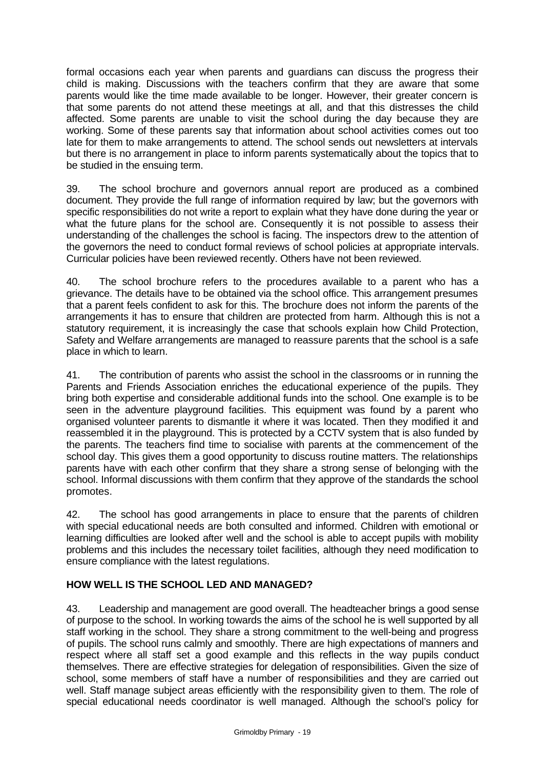formal occasions each year when parents and guardians can discuss the progress their child is making. Discussions with the teachers confirm that they are aware that some parents would like the time made available to be longer. However, their greater concern is that some parents do not attend these meetings at all, and that this distresses the child affected. Some parents are unable to visit the school during the day because they are working. Some of these parents say that information about school activities comes out too late for them to make arrangements to attend. The school sends out newsletters at intervals but there is no arrangement in place to inform parents systematically about the topics that to be studied in the ensuing term.

39. The school brochure and governors annual report are produced as a combined document. They provide the full range of information required by law; but the governors with specific responsibilities do not write a report to explain what they have done during the year or what the future plans for the school are. Consequently it is not possible to assess their understanding of the challenges the school is facing. The inspectors drew to the attention of the governors the need to conduct formal reviews of school policies at appropriate intervals. Curricular policies have been reviewed recently. Others have not been reviewed.

40. The school brochure refers to the procedures available to a parent who has a grievance. The details have to be obtained via the school office. This arrangement presumes that a parent feels confident to ask for this. The brochure does not inform the parents of the arrangements it has to ensure that children are protected from harm. Although this is not a statutory requirement, it is increasingly the case that schools explain how Child Protection, Safety and Welfare arrangements are managed to reassure parents that the school is a safe place in which to learn.

41. The contribution of parents who assist the school in the classrooms or in running the Parents and Friends Association enriches the educational experience of the pupils. They bring both expertise and considerable additional funds into the school. One example is to be seen in the adventure playground facilities. This equipment was found by a parent who organised volunteer parents to dismantle it where it was located. Then they modified it and reassembled it in the playground. This is protected by a CCTV system that is also funded by the parents. The teachers find time to socialise with parents at the commencement of the school day. This gives them a good opportunity to discuss routine matters. The relationships parents have with each other confirm that they share a strong sense of belonging with the school. Informal discussions with them confirm that they approve of the standards the school promotes.

42. The school has good arrangements in place to ensure that the parents of children with special educational needs are both consulted and informed. Children with emotional or learning difficulties are looked after well and the school is able to accept pupils with mobility problems and this includes the necessary toilet facilities, although they need modification to ensure compliance with the latest regulations.

## HOW WELL IS THE SCHOOL LED AND MANAGED?

43. Leadership and management are good overall. The headteacher brings a good sense of purpose to the school. In working towards the aims of the school he is well supported by all staff working in the school. They share a strong commitment to the well-being and progress of pupils. The school runs calmly and smoothly. There are high expectations of manners and respect where all staff set a good example and this reflects in the way pupils conduct themselves. There are effective strategies for delegation of responsibilities. Given the size of school, some members of staff have a number of responsibilities and they are carried out well. Staff manage subject areas efficiently with the responsibility given to them. The role of special educational needs coordinator is well managed. Although the school's policy for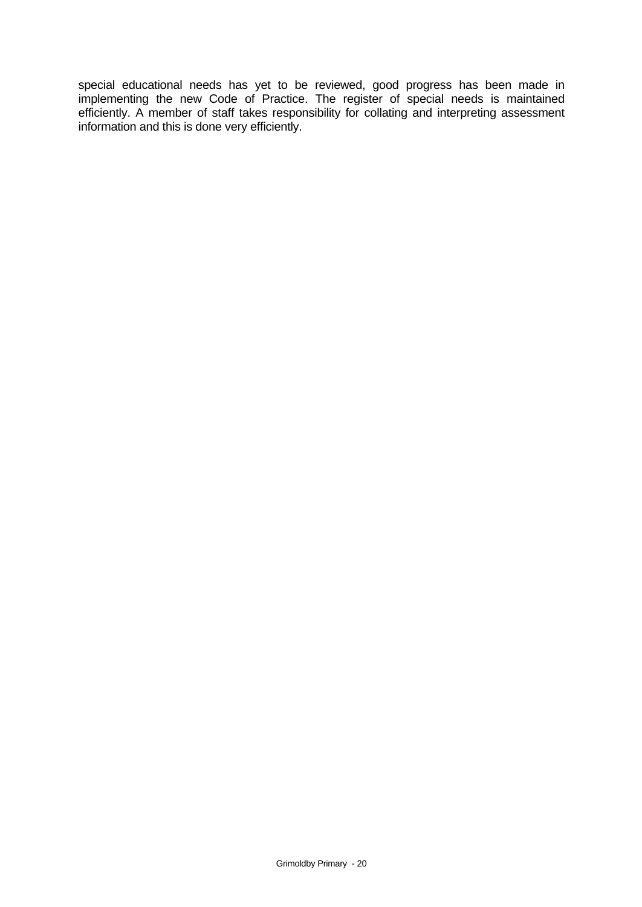special educational needs has yet to be reviewed, good progress has been made in implementing the new Code of Practice. The register of special needs is maintained efficiently. A member of staff takes responsibility for collating and interpreting assessment information and this is done very efficiently.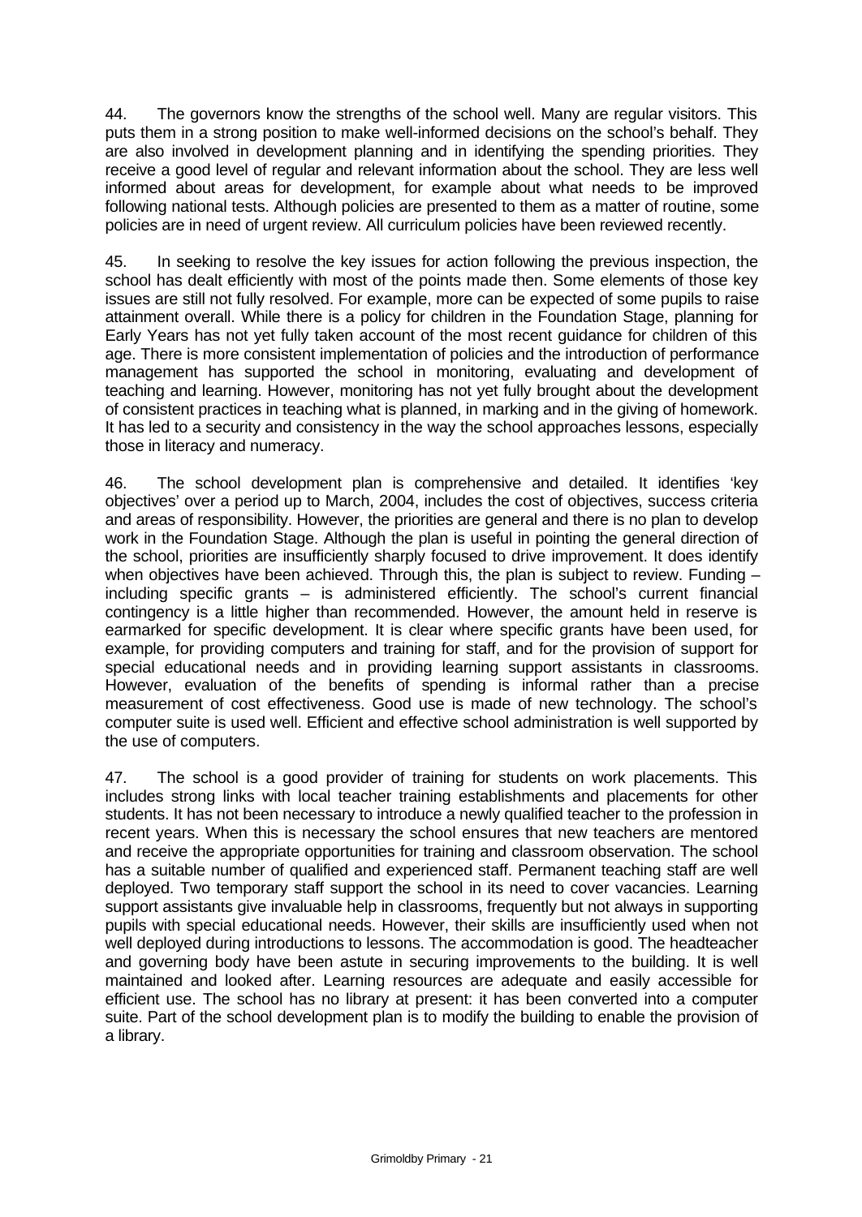44. The governors know the strengths of the school well. Many are regular visitors. This puts them in a strong position to make well-informed decisions on the school's behalf. They are also involved in development planning and in identifying the spending priorities. They receive a good level of regular and relevant information about the school. They are less well informed about areas for development, for example about what needs to be improved following national tests. Although policies are presented to them as a matter of routine, some policies are in need of urgent review. All curriculum policies have been reviewed recently.

45. In seeking to resolve the key issues for action following the previous inspection, the school has dealt efficiently with most of the points made then. Some elements of those key issues are still not fully resolved. For example, more can be expected of some pupils to raise attainment overall. While there is a policy for children in the Foundation Stage, planning for Early Years has not yet fully taken account of the most recent guidance for children of this age. There is more consistent implementation of policies and the introduction of performance management has supported the school in monitoring, evaluating and development of teaching and learning. However, monitoring has not yet fully brought about the development of consistent practices in teaching what is planned, in marking and in the giving of homework. It has led to a security and consistency in the way the school approaches lessons, especially those in literacy and numeracy.

46. The school development plan is comprehensive and detailed. It identifies 'key objectives' over a period up to March, 2004, includes the cost of objectives, success criteria and areas of responsibility. However, the priorities are general and there is no plan to develop work in the Foundation Stage. Although the plan is useful in pointing the general direction of the school, priorities are insufficiently sharply focused to drive improvement. It does identify when objectives have been achieved. Through this, the plan is subject to review. Funding – including specific grants – is administered efficiently. The school's current financial contingency is a little higher than recommended. However, the amount held in reserve is earmarked for specific development. It is clear where specific grants have been used, for example, for providing computers and training for staff, and for the provision of support for special educational needs and in providing learning support assistants in classrooms. However, evaluation of the benefits of spending is informal rather than a precise measurement of cost effectiveness. Good use is made of new technology. The school's computer suite is used well. Efficient and effective school administration is well supported by the use of computers.

47. The school is a good provider of training for students on work placements. This includes strong links with local teacher training establishments and placements for other students. It has not been necessary to introduce a newly qualified teacher to the profession in recent years. When this is necessary the school ensures that new teachers are mentored and receive the appropriate opportunities for training and classroom observation. The school has a suitable number of qualified and experienced staff. Permanent teaching staff are well deployed. Two temporary staff support the school in its need to cover vacancies. Learning support assistants give invaluable help in classrooms, frequently but not always in supporting pupils with special educational needs. However, their skills are insufficiently used when not well deployed during introductions to lessons. The accommodation is good. The headteacher and governing body have been astute in securing improvements to the building. It is well maintained and looked after. Learning resources are adequate and easily accessible for efficient use. The school has no library at present: it has been converted into a computer suite. Part of the school development plan is to modify the building to enable the provision of a library.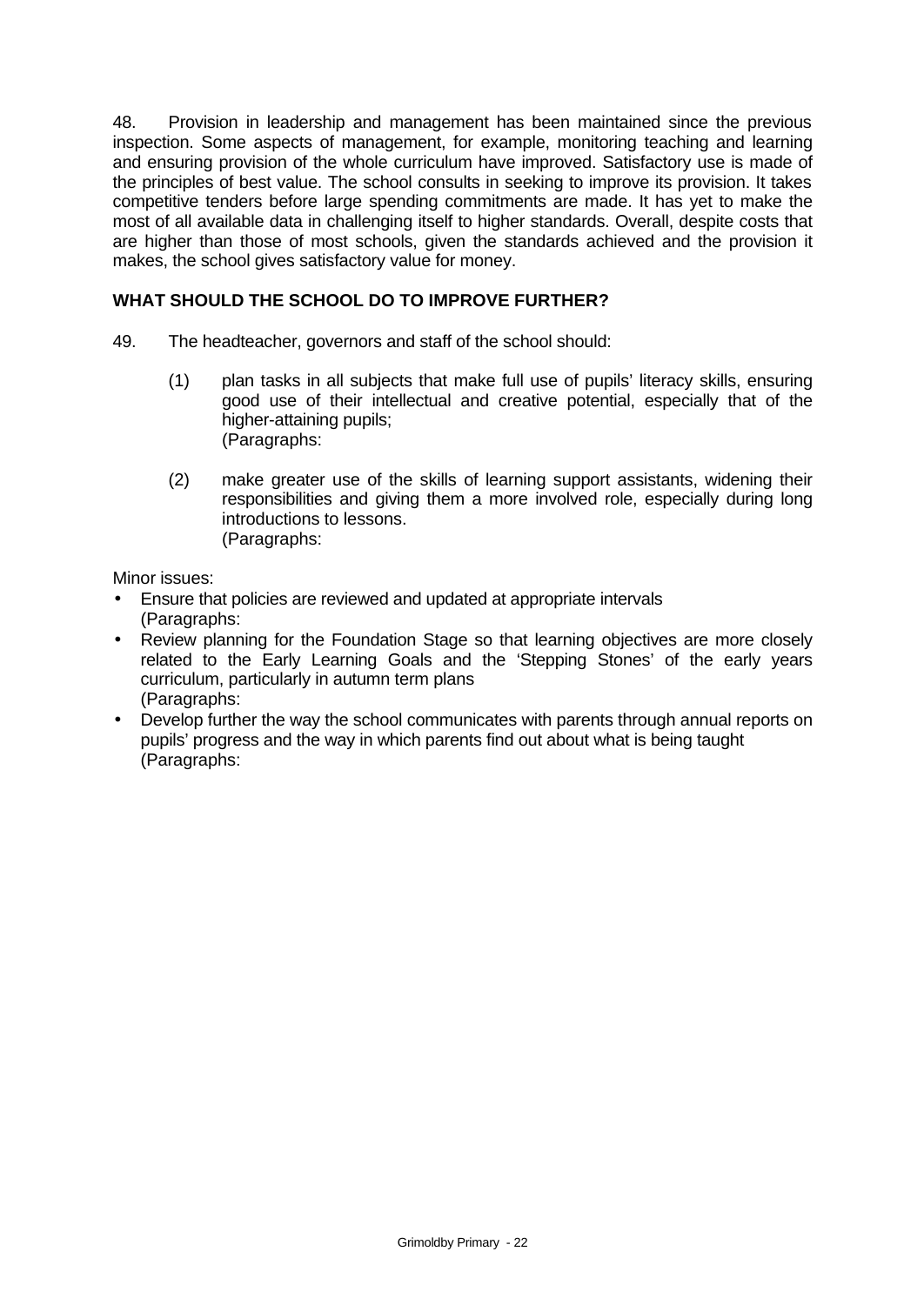48. Provision in leadership and management has been maintained since the previous inspection. Some aspects of management, for example, monitoring teaching and learning and ensuring provision of the whole curriculum have improved. Satisfactory use is made of the principles of best value. The school consults in seeking to improve its provision. It takes competitive tenders before large spending commitments are made. It has yet to make the most of all available data in challenging itself to higher standards. Overall, despite costs that are higher than those of most schools, given the standards achieved and the provision it makes, the school gives satisfactory value for money.

## WHAT SHOULD THE SCHOOL DO TO IMPROVE FURTHER?

49. The headteacher, governors and staff of the school should:

(1) plan tasks in all subjects that make full use of pupils' literacy skills, ensuring good use of their intellectual and creative potential, especially that of the higher-attaining pupils;
(Paragraphs:

(2) make greater use of the skills of learning support assistants, widening their responsibilities and giving them a more involved role, especially during long introductions to lessons.
(Paragraphs:

Minor issues:

- Ensure that policies are reviewed and updated at appropriate intervals
  (Paragraphs:
- Review planning for the Foundation Stage so that learning objectives are more closely related to the Early Learning Goals and the 'Stepping Stones' of the early years curriculum, particularly in autumn term plans
  (Paragraphs:
- Develop further the way the school communicates with parents through annual reports on pupils' progress and the way in which parents find out about what is being taught
  (Paragraphs: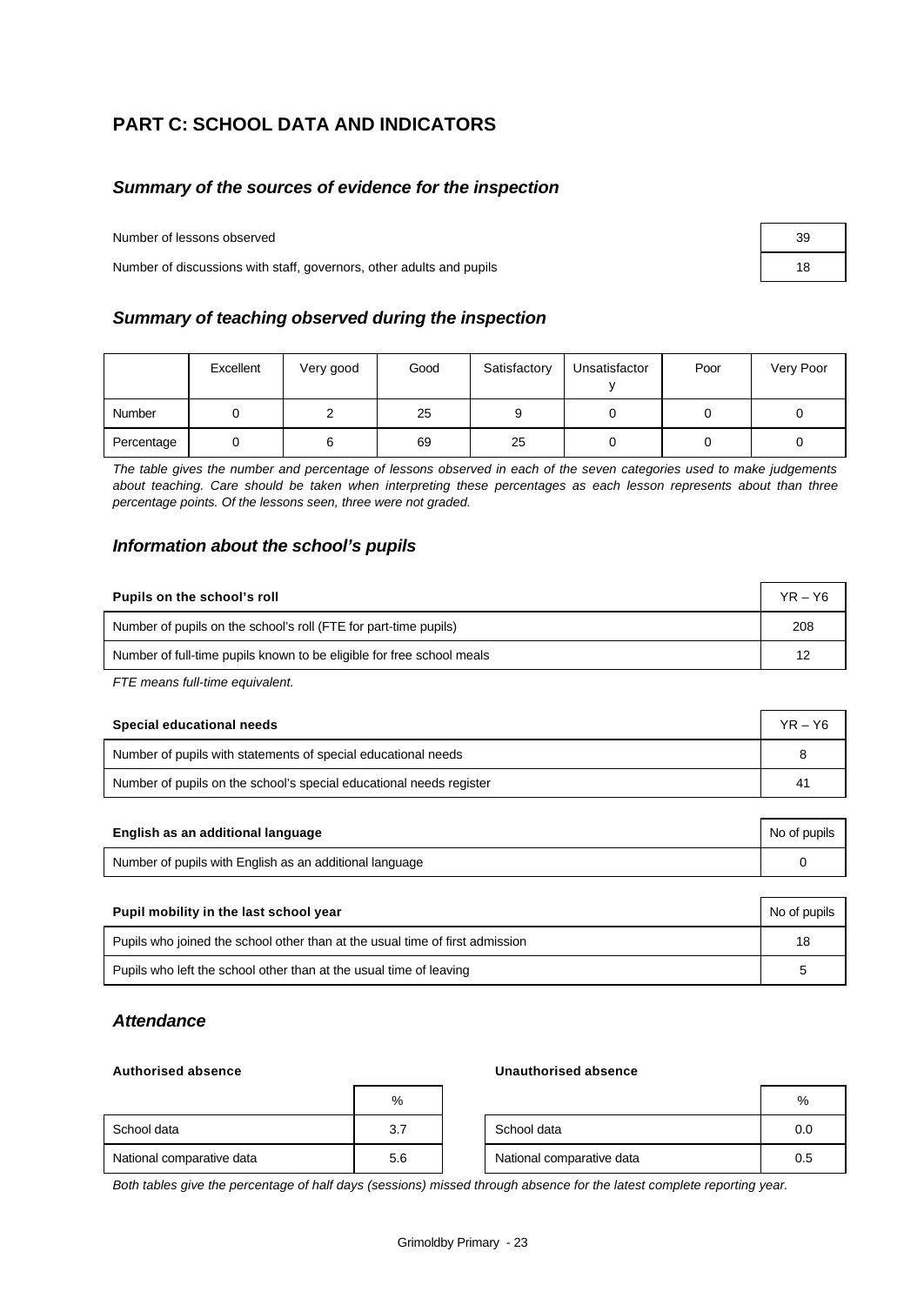## PART C: SCHOOL DATA AND INDICATORS

### *Summary of the sources of evidence for the inspection*

| | |
|---|---|
| Number of lessons observed | 39 |
| Number of discussions with staff, governors, other adults and pupils | 18 |

### *Summary of teaching observed during the inspection*

| | Excellent | Very good | Good | Satisfactory | Unsatisfactory | Poor | Very Poor |
|---|---|---|---|---|---|---|---|
| Number | 0 | 2 | 25 | 9 | 0 | 0 | 0 |
| Percentage | 0 | 6 | 69 | 25 | 0 | 0 | 0 |

*The table gives the number and percentage of lessons observed in each of the seven categories used to make judgements about teaching. Care should be taken when interpreting these percentages as each lesson represents about than three percentage points. Of the lessons seen, three were not graded.*

### *Information about the school's pupils*

| Pupils on the school's roll | YR – Y6 |
|---|---|
| Number of pupils on the school's roll (FTE for part-time pupils) | 208 |
| Number of full-time pupils known to be eligible for free school meals | 12 |

*FTE means full-time equivalent.*

| Special educational needs | YR – Y6 |
|---|---|
| Number of pupils with statements of special educational needs | 8 |
| Number of pupils on the school's special educational needs register | 41 |

| English as an additional language | No of pupils |
|---|---|
| Number of pupils with English as an additional language | 0 |

| Pupil mobility in the last school year | No of pupils |
|---|---|
| Pupils who joined the school other than at the usual time of first admission | 18 |
| Pupils who left the school other than at the usual time of leaving | 5 |

### *Attendance*

**Authorised absence**

| | % |
|---|---|
| School data | 3.7 |
| National comparative data | 5.6 |

**Unauthorised absence**

| | % |
|---|---|
| School data | 0.0 |
| National comparative data | 0.5 |

*Both tables give the percentage of half days (sessions) missed through absence for the latest complete reporting year.*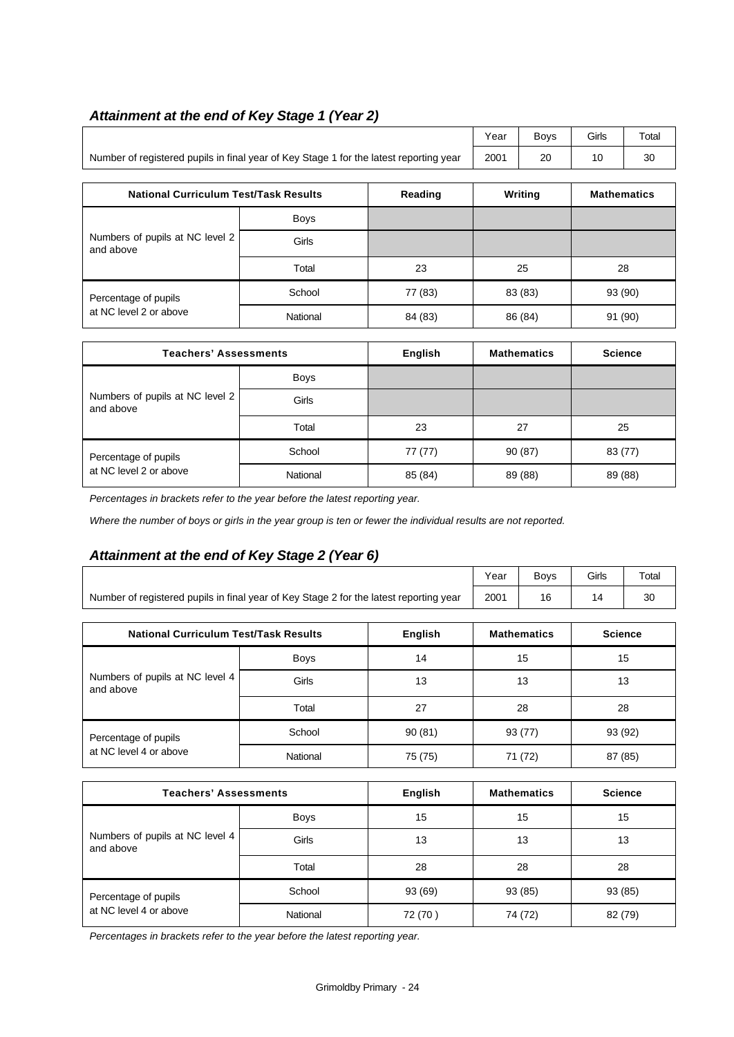### *Attainment at the end of Key Stage 1 (Year 2)*

| | Year | Boys | Girls | Total |
|---|---|---|---|---|
| Number of registered pupils in final year of Key Stage 1 for the latest reporting year | 2001 | 20 | 10 | 30 |

| National Curriculum Test/Task Results | | Reading | Writing | Mathematics |
|---|---|---|---|---|
| Numbers of pupils at NC level 2 and above | Boys | | | |
| | Girls | | | |
| | Total | 23 | 25 | 28 |
| Percentage of pupils at NC level 2 or above | School | 77 (83) | 83 (83) | 93 (90) |
| | National | 84 (83) | 86 (84) | 91 (90) |

| Teachers' Assessments | | English | Mathematics | Science |
|---|---|---|---|---|
| Numbers of pupils at NC level 2 and above | Boys | | | |
| | Girls | | | |
| | Total | 23 | 27 | 25 |
| Percentage of pupils at NC level 2 or above | School | 77 (77) | 90 (87) | 83 (77) |
| | National | 85 (84) | 89 (88) | 89 (88) |

*Percentages in brackets refer to the year before the latest reporting year.*

*Where the number of boys or girls in the year group is ten or fewer the individual results are not reported.*

### *Attainment at the end of Key Stage 2 (Year 6)*

| | Year | Boys | Girls | Total |
|---|---|---|---|---|
| Number of registered pupils in final year of Key Stage 2 for the latest reporting year | 2001 | 16 | 14 | 30 |

| National Curriculum Test/Task Results | | English | Mathematics | Science |
|---|---|---|---|---|
| Numbers of pupils at NC level 4 and above | Boys | 14 | 15 | 15 |
| | Girls | 13 | 13 | 13 |
| | Total | 27 | 28 | 28 |
| Percentage of pupils at NC level 4 or above | School | 90 (81) | 93 (77) | 93 (92) |
| | National | 75 (75) | 71 (72) | 87 (85) |

| Teachers' Assessments | | English | Mathematics | Science |
|---|---|---|---|---|
| Numbers of pupils at NC level 4 and above | Boys | 15 | 15 | 15 |
| | Girls | 13 | 13 | 13 |
| | Total | 28 | 28 | 28 |
| Percentage of pupils at NC level 4 or above | School | 93 (69) | 93 (85) | 93 (85) |
| | National | 72 (70 ) | 74 (72) | 82 (79) |

*Percentages in brackets refer to the year before the latest reporting year.*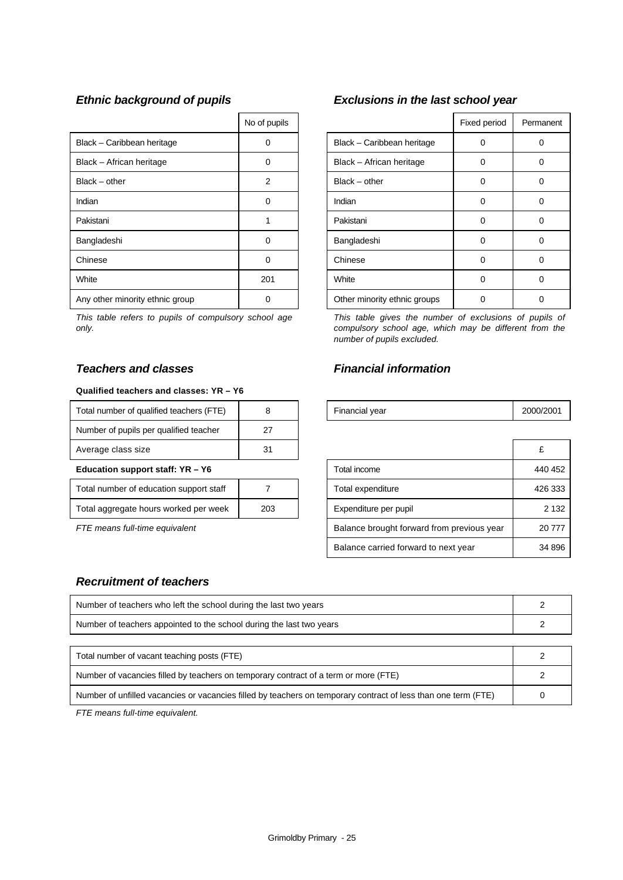### *Ethnic background of pupils*

| | No of pupils |
|---|---|
| Black – Caribbean heritage | 0 |
| Black – African heritage | 0 |
| Black – other | 2 |
| Indian | 0 |
| Pakistani | 1 |
| Bangladeshi | 0 |
| Chinese | 0 |
| White | 201 |
| Any other minority ethnic group | 0 |

*This table refers to pupils of compulsory school age only.*

### *Exclusions in the last school year*

| | Fixed period | Permanent |
|---|---|---|
| Black – Caribbean heritage | 0 | 0 |
| Black – African heritage | 0 | 0 |
| Black – other | 0 | 0 |
| Indian | 0 | 0 |
| Pakistani | 0 | 0 |
| Bangladeshi | 0 | 0 |
| Chinese | 0 | 0 |
| White | 0 | 0 |
| Other minority ethnic groups | 0 | 0 |

*This table gives the number of exclusions of pupils of compulsory school age, which may be different from the number of pupils excluded.*

### *Teachers and classes*

**Qualified teachers and classes: YR – Y6**

| | |
|---|---|
| Total number of qualified teachers (FTE) | 8 |
| Number of pupils per qualified teacher | 27 |
| Average class size | 31 |

**Education support staff: YR – Y6**

| | |
|---|---|
| Total number of education support staff | 7 |
| Total aggregate hours worked per week | 203 |

*FTE means full-time equivalent*

### *Financial information*

| | |
|---|---|
| Financial year | 2000/2001 |

| | £ |
|---|---|
| Total income | 440 452 |
| Total expenditure | 426 333 |
| Expenditure per pupil | 2 132 |
| Balance brought forward from previous year | 20 777 |
| Balance carried forward to next year | 34 896 |

### *Recruitment of teachers*

| | |
|---|---|
| Number of teachers who left the school during the last two years | 2 |
| Number of teachers appointed to the school during the last two years | 2 |

| | |
|---|---|
| Total number of vacant teaching posts (FTE) | 2 |
| Number of vacancies filled by teachers on temporary contract of a term or more (FTE) | 2 |
| Number of unfilled vacancies or vacancies filled by teachers on temporary contract of less than one term (FTE) | 0 |

*FTE means full-time equivalent.*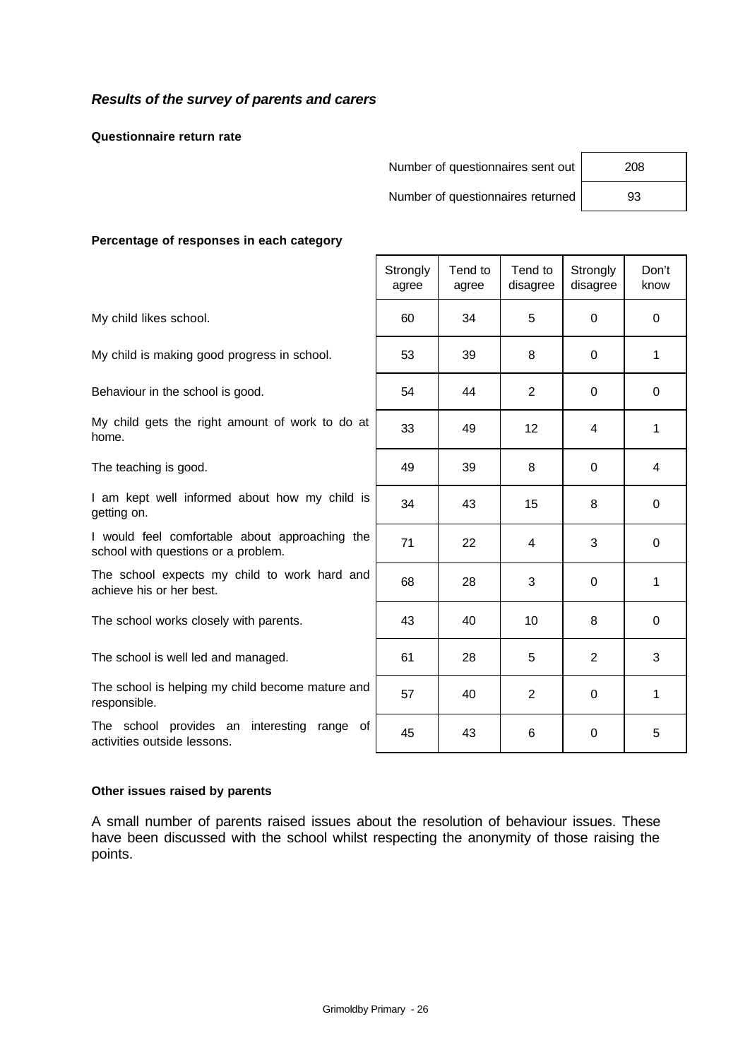## *Results of the survey of parents and carers*

**Questionnaire return rate**

| | |
|---|---|
| Number of questionnaires sent out | 208 |
| Number of questionnaires returned | 93 |

**Percentage of responses in each category**

| | Strongly agree | Tend to agree | Tend to disagree | Strongly disagree | Don't know |
|---|---|---|---|---|---|
| My child likes school. | 60 | 34 | 5 | 0 | 0 |
| My child is making good progress in school. | 53 | 39 | 8 | 0 | 1 |
| Behaviour in the school is good. | 54 | 44 | 2 | 0 | 0 |
| My child gets the right amount of work to do at home. | 33 | 49 | 12 | 4 | 1 |
| The teaching is good. | 49 | 39 | 8 | 0 | 4 |
| I am kept well informed about how my child is getting on. | 34 | 43 | 15 | 8 | 0 |
| I would feel comfortable about approaching the school with questions or a problem. | 71 | 22 | 4 | 3 | 0 |
| The school expects my child to work hard and achieve his or her best. | 68 | 28 | 3 | 0 | 1 |
| The school works closely with parents. | 43 | 40 | 10 | 8 | 0 |
| The school is well led and managed. | 61 | 28 | 5 | 2 | 3 |
| The school is helping my child become mature and responsible. | 57 | 40 | 2 | 0 | 1 |
| The school provides an interesting range of activities outside lessons. | 45 | 43 | 6 | 0 | 5 |

**Other issues raised by parents**

A small number of parents raised issues about the resolution of behaviour issues. These have been discussed with the school whilst respecting the anonymity of those raising the points.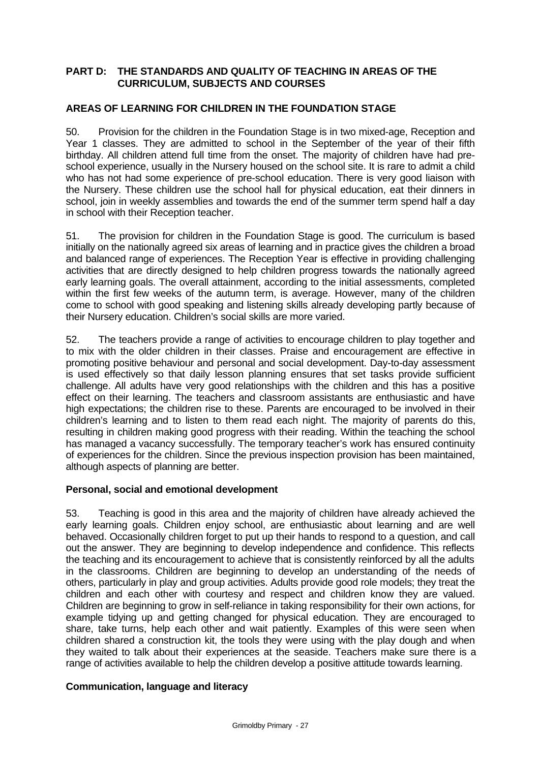## PART D: THE STANDARDS AND QUALITY OF TEACHING IN AREAS OF THE CURRICULUM, SUBJECTS AND COURSES

### AREAS OF LEARNING FOR CHILDREN IN THE FOUNDATION STAGE

50. Provision for the children in the Foundation Stage is in two mixed-age, Reception and Year 1 classes. They are admitted to school in the September of the year of their fifth birthday. All children attend full time from the onset. The majority of children have had pre-school experience, usually in the Nursery housed on the school site. It is rare to admit a child who has not had some experience of pre-school education. There is very good liaison with the Nursery. These children use the school hall for physical education, eat their dinners in school, join in weekly assemblies and towards the end of the summer term spend half a day in school with their Reception teacher.

51. The provision for children in the Foundation Stage is good. The curriculum is based initially on the nationally agreed six areas of learning and in practice gives the children a broad and balanced range of experiences. The Reception Year is effective in providing challenging activities that are directly designed to help children progress towards the nationally agreed early learning goals. The overall attainment, according to the initial assessments, completed within the first few weeks of the autumn term, is average. However, many of the children come to school with good speaking and listening skills already developing partly because of their Nursery education. Children's social skills are more varied.

52. The teachers provide a range of activities to encourage children to play together and to mix with the older children in their classes. Praise and encouragement are effective in promoting positive behaviour and personal and social development. Day-to-day assessment is used effectively so that daily lesson planning ensures that set tasks provide sufficient challenge. All adults have very good relationships with the children and this has a positive effect on their learning. The teachers and classroom assistants are enthusiastic and have high expectations; the children rise to these. Parents are encouraged to be involved in their children's learning and to listen to them read each night. The majority of parents do this, resulting in children making good progress with their reading. Within the teaching the school has managed a vacancy successfully. The temporary teacher's work has ensured continuity of experiences for the children. Since the previous inspection provision has been maintained, although aspects of planning are better.

#### Personal, social and emotional development

53. Teaching is good in this area and the majority of children have already achieved the early learning goals. Children enjoy school, are enthusiastic about learning and are well behaved. Occasionally children forget to put up their hands to respond to a question, and call out the answer. They are beginning to develop independence and confidence. This reflects the teaching and its encouragement to achieve that is consistently reinforced by all the adults in the classrooms. Children are beginning to develop an understanding of the needs of others, particularly in play and group activities. Adults provide good role models; they treat the children and each other with courtesy and respect and children know they are valued. Children are beginning to grow in self-reliance in taking responsibility for their own actions, for example tidying up and getting changed for physical education. They are encouraged to share, take turns, help each other and wait patiently. Examples of this were seen when children shared a construction kit, the tools they were using with the play dough and when they waited to talk about their experiences at the seaside. Teachers make sure there is a range of activities available to help the children develop a positive attitude towards learning.

#### Communication, language and literacy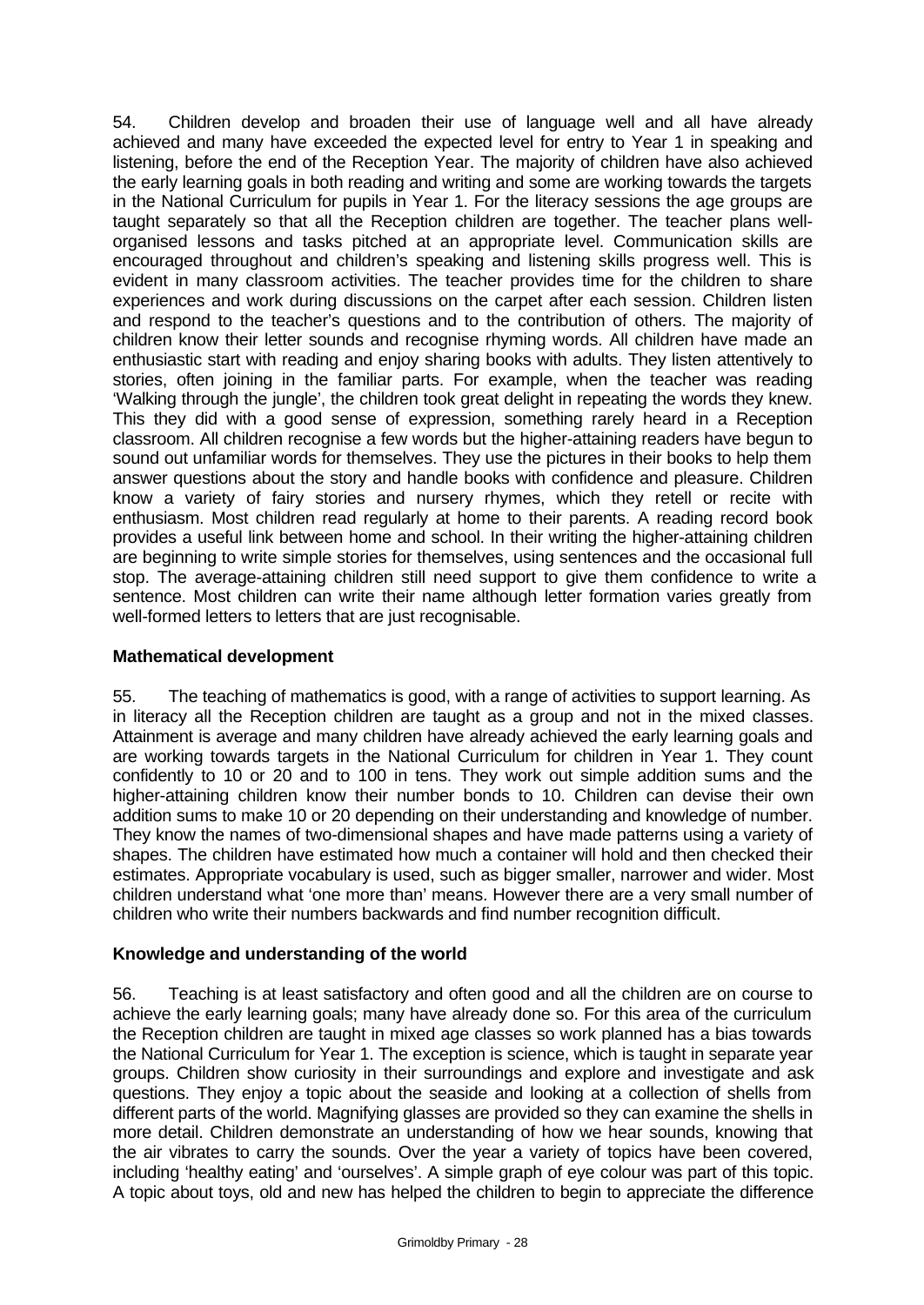54. Children develop and broaden their use of language well and all have already achieved and many have exceeded the expected level for entry to Year 1 in speaking and listening, before the end of the Reception Year. The majority of children have also achieved the early learning goals in both reading and writing and some are working towards the targets in the National Curriculum for pupils in Year 1. For the literacy sessions the age groups are taught separately so that all the Reception children are together. The teacher plans well-organised lessons and tasks pitched at an appropriate level. Communication skills are encouraged throughout and children's speaking and listening skills progress well. This is evident in many classroom activities. The teacher provides time for the children to share experiences and work during discussions on the carpet after each session. Children listen and respond to the teacher's questions and to the contribution of others. The majority of children know their letter sounds and recognise rhyming words. All children have made an enthusiastic start with reading and enjoy sharing books with adults. They listen attentively to stories, often joining in the familiar parts. For example, when the teacher was reading 'Walking through the jungle', the children took great delight in repeating the words they knew. This they did with a good sense of expression, something rarely heard in a Reception classroom. All children recognise a few words but the higher-attaining readers have begun to sound out unfamiliar words for themselves. They use the pictures in their books to help them answer questions about the story and handle books with confidence and pleasure. Children know a variety of fairy stories and nursery rhymes, which they retell or recite with enthusiasm. Most children read regularly at home to their parents. A reading record book provides a useful link between home and school. In their writing the higher-attaining children are beginning to write simple stories for themselves, using sentences and the occasional full stop. The average-attaining children still need support to give them confidence to write a sentence. Most children can write their name although letter formation varies greatly from well-formed letters to letters that are just recognisable.

### Mathematical development

55. The teaching of mathematics is good, with a range of activities to support learning. As in literacy all the Reception children are taught as a group and not in the mixed classes. Attainment is average and many children have already achieved the early learning goals and are working towards targets in the National Curriculum for children in Year 1. They count confidently to 10 or 20 and to 100 in tens. They work out simple addition sums and the higher-attaining children know their number bonds to 10. Children can devise their own addition sums to make 10 or 20 depending on their understanding and knowledge of number. They know the names of two-dimensional shapes and have made patterns using a variety of shapes. The children have estimated how much a container will hold and then checked their estimates. Appropriate vocabulary is used, such as bigger smaller, narrower and wider. Most children understand what 'one more than' means. However there are a very small number of children who write their numbers backwards and find number recognition difficult.

### Knowledge and understanding of the world

56. Teaching is at least satisfactory and often good and all the children are on course to achieve the early learning goals; many have already done so. For this area of the curriculum the Reception children are taught in mixed age classes so work planned has a bias towards the National Curriculum for Year 1. The exception is science, which is taught in separate year groups. Children show curiosity in their surroundings and explore and investigate and ask questions. They enjoy a topic about the seaside and looking at a collection of shells from different parts of the world. Magnifying glasses are provided so they can examine the shells in more detail. Children demonstrate an understanding of how we hear sounds, knowing that the air vibrates to carry the sounds. Over the year a variety of topics have been covered, including 'healthy eating' and 'ourselves'. A simple graph of eye colour was part of this topic. A topic about toys, old and new has helped the children to begin to appreciate the difference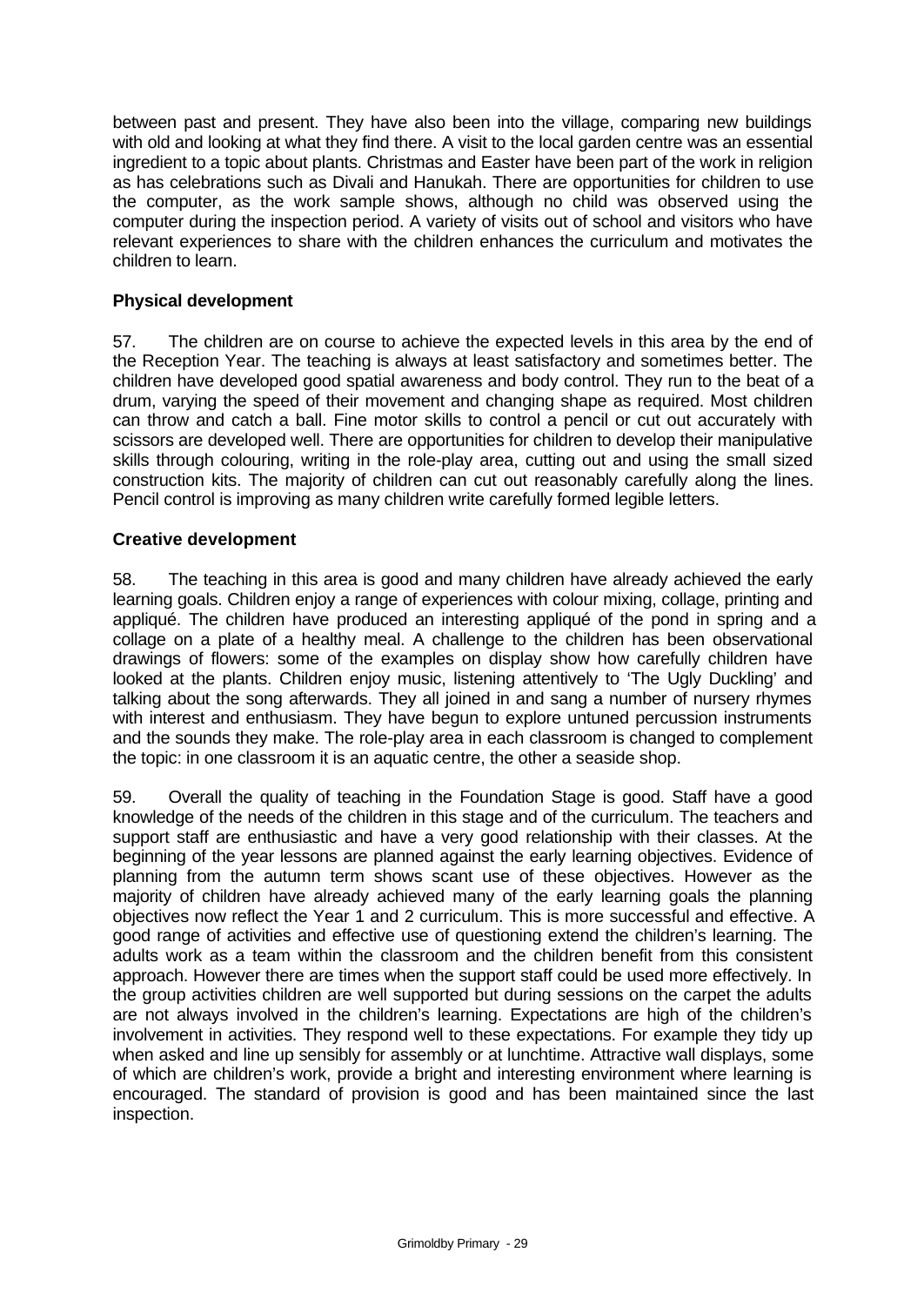between past and present. They have also been into the village, comparing new buildings with old and looking at what they find there. A visit to the local garden centre was an essential ingredient to a topic about plants. Christmas and Easter have been part of the work in religion as has celebrations such as Divali and Hanukah. There are opportunities for children to use the computer, as the work sample shows, although no child was observed using the computer during the inspection period. A variety of visits out of school and visitors who have relevant experiences to share with the children enhances the curriculum and motivates the children to learn.

### Physical development

57. The children are on course to achieve the expected levels in this area by the end of the Reception Year. The teaching is always at least satisfactory and sometimes better. The children have developed good spatial awareness and body control. They run to the beat of a drum, varying the speed of their movement and changing shape as required. Most children can throw and catch a ball. Fine motor skills to control a pencil or cut out accurately with scissors are developed well. There are opportunities for children to develop their manipulative skills through colouring, writing in the role-play area, cutting out and using the small sized construction kits. The majority of children can cut out reasonably carefully along the lines. Pencil control is improving as many children write carefully formed legible letters.

### Creative development

58. The teaching in this area is good and many children have already achieved the early learning goals. Children enjoy a range of experiences with colour mixing, collage, printing and appliqué. The children have produced an interesting appliqué of the pond in spring and a collage on a plate of a healthy meal. A challenge to the children has been observational drawings of flowers: some of the examples on display show how carefully children have looked at the plants. Children enjoy music, listening attentively to 'The Ugly Duckling' and talking about the song afterwards. They all joined in and sang a number of nursery rhymes with interest and enthusiasm. They have begun to explore untuned percussion instruments and the sounds they make. The role-play area in each classroom is changed to complement the topic: in one classroom it is an aquatic centre, the other a seaside shop.

59. Overall the quality of teaching in the Foundation Stage is good. Staff have a good knowledge of the needs of the children in this stage and of the curriculum. The teachers and support staff are enthusiastic and have a very good relationship with their classes. At the beginning of the year lessons are planned against the early learning objectives. Evidence of planning from the autumn term shows scant use of these objectives. However as the majority of children have already achieved many of the early learning goals the planning objectives now reflect the Year 1 and 2 curriculum. This is more successful and effective. A good range of activities and effective use of questioning extend the children's learning. The adults work as a team within the classroom and the children benefit from this consistent approach. However there are times when the support staff could be used more effectively. In the group activities children are well supported but during sessions on the carpet the adults are not always involved in the children's learning. Expectations are high of the children's involvement in activities. They respond well to these expectations. For example they tidy up when asked and line up sensibly for assembly or at lunchtime. Attractive wall displays, some of which are children's work, provide a bright and interesting environment where learning is encouraged. The standard of provision is good and has been maintained since the last inspection.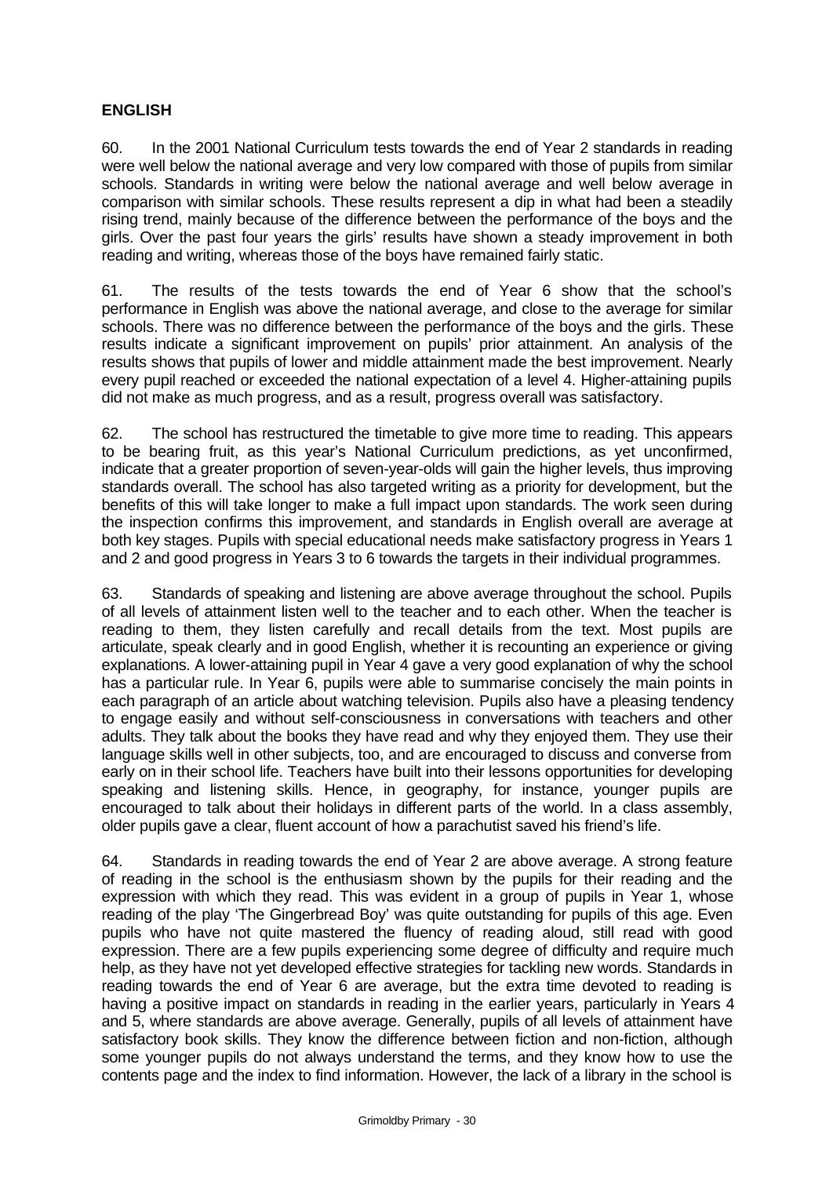**ENGLISH**

60. In the 2001 National Curriculum tests towards the end of Year 2 standards in reading were well below the national average and very low compared with those of pupils from similar schools. Standards in writing were below the national average and well below average in comparison with similar schools. These results represent a dip in what had been a steadily rising trend, mainly because of the difference between the performance of the boys and the girls. Over the past four years the girls' results have shown a steady improvement in both reading and writing, whereas those of the boys have remained fairly static.

61. The results of the tests towards the end of Year 6 show that the school's performance in English was above the national average, and close to the average for similar schools. There was no difference between the performance of the boys and the girls. These results indicate a significant improvement on pupils' prior attainment. An analysis of the results shows that pupils of lower and middle attainment made the best improvement. Nearly every pupil reached or exceeded the national expectation of a level 4. Higher-attaining pupils did not make as much progress, and as a result, progress overall was satisfactory.

62. The school has restructured the timetable to give more time to reading. This appears to be bearing fruit, as this year's National Curriculum predictions, as yet unconfirmed, indicate that a greater proportion of seven-year-olds will gain the higher levels, thus improving standards overall. The school has also targeted writing as a priority for development, but the benefits of this will take longer to make a full impact upon standards. The work seen during the inspection confirms this improvement, and standards in English overall are average at both key stages. Pupils with special educational needs make satisfactory progress in Years 1 and 2 and good progress in Years 3 to 6 towards the targets in their individual programmes.

63. Standards of speaking and listening are above average throughout the school. Pupils of all levels of attainment listen well to the teacher and to each other. When the teacher is reading to them, they listen carefully and recall details from the text. Most pupils are articulate, speak clearly and in good English, whether it is recounting an experience or giving explanations. A lower-attaining pupil in Year 4 gave a very good explanation of why the school has a particular rule. In Year 6, pupils were able to summarise concisely the main points in each paragraph of an article about watching television. Pupils also have a pleasing tendency to engage easily and without self-consciousness in conversations with teachers and other adults. They talk about the books they have read and why they enjoyed them. They use their language skills well in other subjects, too, and are encouraged to discuss and converse from early on in their school life. Teachers have built into their lessons opportunities for developing speaking and listening skills. Hence, in geography, for instance, younger pupils are encouraged to talk about their holidays in different parts of the world. In a class assembly, older pupils gave a clear, fluent account of how a parachutist saved his friend's life.

64. Standards in reading towards the end of Year 2 are above average. A strong feature of reading in the school is the enthusiasm shown by the pupils for their reading and the expression with which they read. This was evident in a group of pupils in Year 1, whose reading of the play 'The Gingerbread Boy' was quite outstanding for pupils of this age. Even pupils who have not quite mastered the fluency of reading aloud, still read with good expression. There are a few pupils experiencing some degree of difficulty and require much help, as they have not yet developed effective strategies for tackling new words. Standards in reading towards the end of Year 6 are average, but the extra time devoted to reading is having a positive impact on standards in reading in the earlier years, particularly in Years 4 and 5, where standards are above average. Generally, pupils of all levels of attainment have satisfactory book skills. They know the difference between fiction and non-fiction, although some younger pupils do not always understand the terms, and they know how to use the contents page and the index to find information. However, the lack of a library in the school is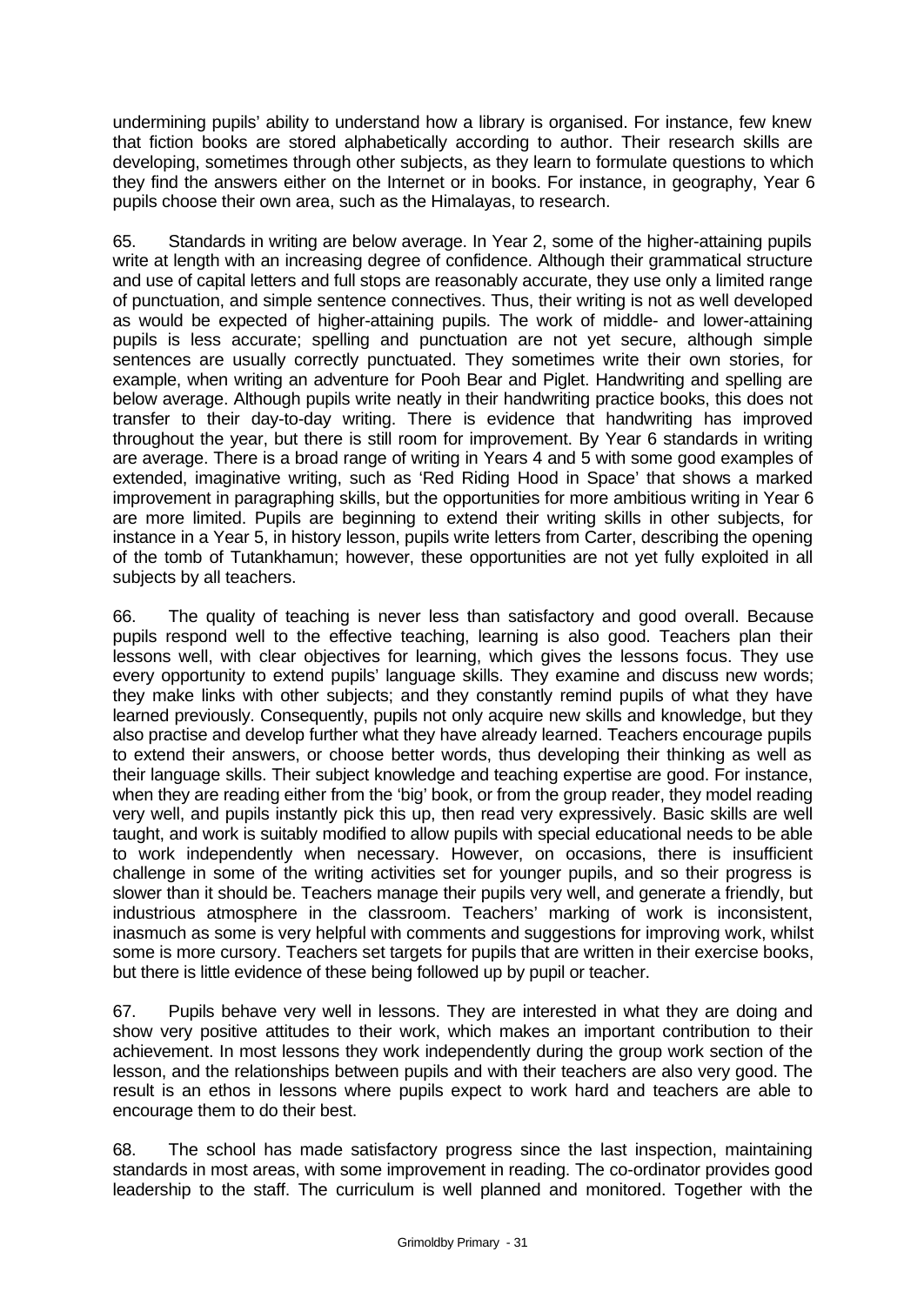undermining pupils' ability to understand how a library is organised. For instance, few knew that fiction books are stored alphabetically according to author. Their research skills are developing, sometimes through other subjects, as they learn to formulate questions to which they find the answers either on the Internet or in books. For instance, in geography, Year 6 pupils choose their own area, such as the Himalayas, to research.

65. Standards in writing are below average. In Year 2, some of the higher-attaining pupils write at length with an increasing degree of confidence. Although their grammatical structure and use of capital letters and full stops are reasonably accurate, they use only a limited range of punctuation, and simple sentence connectives. Thus, their writing is not as well developed as would be expected of higher-attaining pupils. The work of middle- and lower-attaining pupils is less accurate; spelling and punctuation are not yet secure, although simple sentences are usually correctly punctuated. They sometimes write their own stories, for example, when writing an adventure for Pooh Bear and Piglet. Handwriting and spelling are below average. Although pupils write neatly in their handwriting practice books, this does not transfer to their day-to-day writing. There is evidence that handwriting has improved throughout the year, but there is still room for improvement. By Year 6 standards in writing are average. There is a broad range of writing in Years 4 and 5 with some good examples of extended, imaginative writing, such as 'Red Riding Hood in Space' that shows a marked improvement in paragraphing skills, but the opportunities for more ambitious writing in Year 6 are more limited. Pupils are beginning to extend their writing skills in other subjects, for instance in a Year 5, in history lesson, pupils write letters from Carter, describing the opening of the tomb of Tutankhamun; however, these opportunities are not yet fully exploited in all subjects by all teachers.

66. The quality of teaching is never less than satisfactory and good overall. Because pupils respond well to the effective teaching, learning is also good. Teachers plan their lessons well, with clear objectives for learning, which gives the lessons focus. They use every opportunity to extend pupils' language skills. They examine and discuss new words; they make links with other subjects; and they constantly remind pupils of what they have learned previously. Consequently, pupils not only acquire new skills and knowledge, but they also practise and develop further what they have already learned. Teachers encourage pupils to extend their answers, or choose better words, thus developing their thinking as well as their language skills. Their subject knowledge and teaching expertise are good. For instance, when they are reading either from the 'big' book, or from the group reader, they model reading very well, and pupils instantly pick this up, then read very expressively. Basic skills are well taught, and work is suitably modified to allow pupils with special educational needs to be able to work independently when necessary. However, on occasions, there is insufficient challenge in some of the writing activities set for younger pupils, and so their progress is slower than it should be. Teachers manage their pupils very well, and generate a friendly, but industrious atmosphere in the classroom. Teachers' marking of work is inconsistent, inasmuch as some is very helpful with comments and suggestions for improving work, whilst some is more cursory. Teachers set targets for pupils that are written in their exercise books, but there is little evidence of these being followed up by pupil or teacher.

67. Pupils behave very well in lessons. They are interested in what they are doing and show very positive attitudes to their work, which makes an important contribution to their achievement. In most lessons they work independently during the group work section of the lesson, and the relationships between pupils and with their teachers are also very good. The result is an ethos in lessons where pupils expect to work hard and teachers are able to encourage them to do their best.

68. The school has made satisfactory progress since the last inspection, maintaining standards in most areas, with some improvement in reading. The co-ordinator provides good leadership to the staff. The curriculum is well planned and monitored. Together with the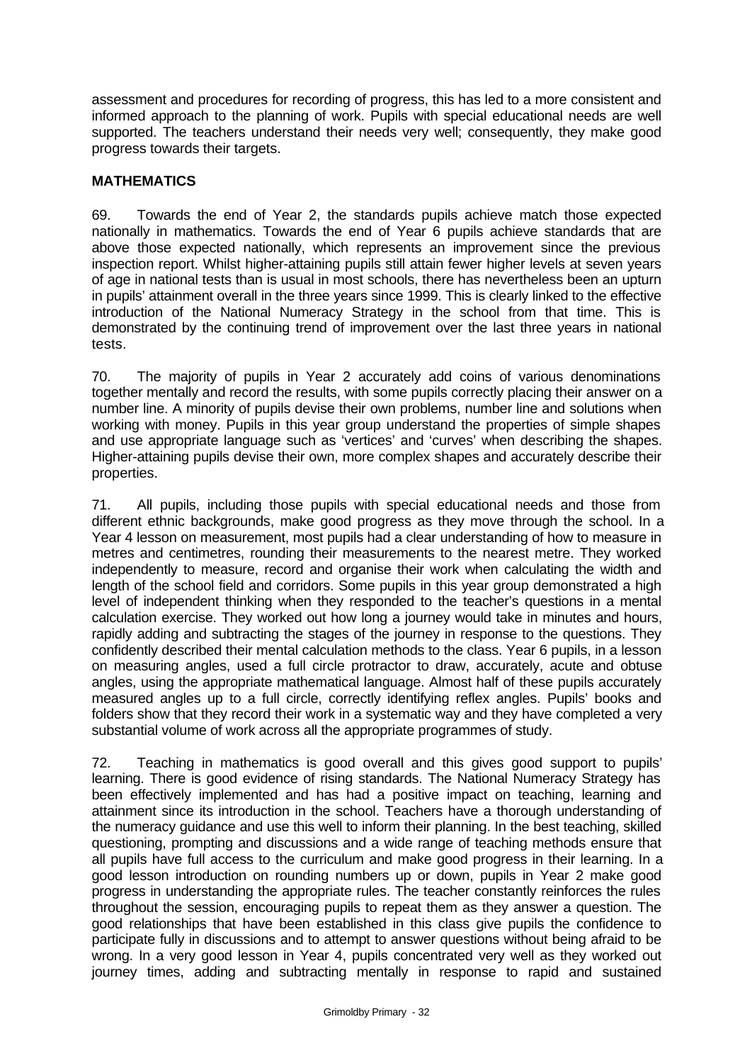assessment and procedures for recording of progress, this has led to a more consistent and informed approach to the planning of work. Pupils with special educational needs are well supported. The teachers understand their needs very well; consequently, they make good progress towards their targets.

## MATHEMATICS

69. Towards the end of Year 2, the standards pupils achieve match those expected nationally in mathematics. Towards the end of Year 6 pupils achieve standards that are above those expected nationally, which represents an improvement since the previous inspection report. Whilst higher-attaining pupils still attain fewer higher levels at seven years of age in national tests than is usual in most schools, there has nevertheless been an upturn in pupils' attainment overall in the three years since 1999. This is clearly linked to the effective introduction of the National Numeracy Strategy in the school from that time. This is demonstrated by the continuing trend of improvement over the last three years in national tests.

70. The majority of pupils in Year 2 accurately add coins of various denominations together mentally and record the results, with some pupils correctly placing their answer on a number line. A minority of pupils devise their own problems, number line and solutions when working with money. Pupils in this year group understand the properties of simple shapes and use appropriate language such as 'vertices' and 'curves' when describing the shapes. Higher-attaining pupils devise their own, more complex shapes and accurately describe their properties.

71. All pupils, including those pupils with special educational needs and those from different ethnic backgrounds, make good progress as they move through the school. In a Year 4 lesson on measurement, most pupils had a clear understanding of how to measure in metres and centimetres, rounding their measurements to the nearest metre. They worked independently to measure, record and organise their work when calculating the width and length of the school field and corridors. Some pupils in this year group demonstrated a high level of independent thinking when they responded to the teacher's questions in a mental calculation exercise. They worked out how long a journey would take in minutes and hours, rapidly adding and subtracting the stages of the journey in response to the questions. They confidently described their mental calculation methods to the class. Year 6 pupils, in a lesson on measuring angles, used a full circle protractor to draw, accurately, acute and obtuse angles, using the appropriate mathematical language. Almost half of these pupils accurately measured angles up to a full circle, correctly identifying reflex angles. Pupils' books and folders show that they record their work in a systematic way and they have completed a very substantial volume of work across all the appropriate programmes of study.

72. Teaching in mathematics is good overall and this gives good support to pupils' learning. There is good evidence of rising standards. The National Numeracy Strategy has been effectively implemented and has had a positive impact on teaching, learning and attainment since its introduction in the school. Teachers have a thorough understanding of the numeracy guidance and use this well to inform their planning. In the best teaching, skilled questioning, prompting and discussions and a wide range of teaching methods ensure that all pupils have full access to the curriculum and make good progress in their learning. In a good lesson introduction on rounding numbers up or down, pupils in Year 2 make good progress in understanding the appropriate rules. The teacher constantly reinforces the rules throughout the session, encouraging pupils to repeat them as they answer a question. The good relationships that have been established in this class give pupils the confidence to participate fully in discussions and to attempt to answer questions without being afraid to be wrong. In a very good lesson in Year 4, pupils concentrated very well as they worked out journey times, adding and subtracting mentally in response to rapid and sustained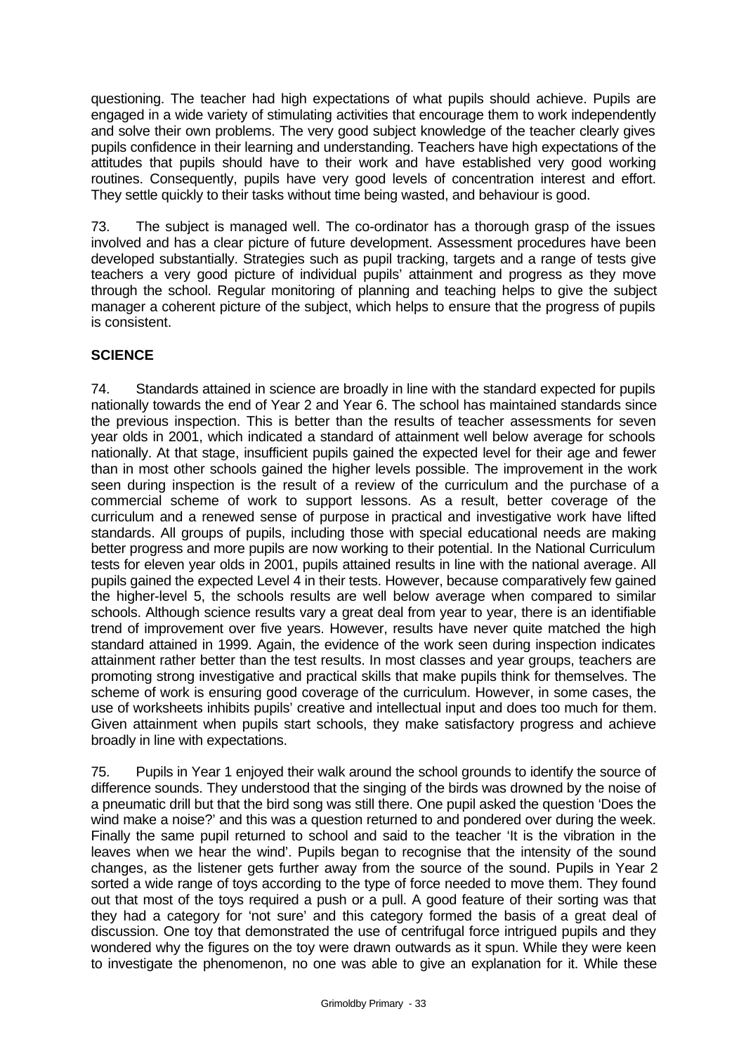questioning. The teacher had high expectations of what pupils should achieve. Pupils are engaged in a wide variety of stimulating activities that encourage them to work independently and solve their own problems. The very good subject knowledge of the teacher clearly gives pupils confidence in their learning and understanding. Teachers have high expectations of the attitudes that pupils should have to their work and have established very good working routines. Consequently, pupils have very good levels of concentration interest and effort. They settle quickly to their tasks without time being wasted, and behaviour is good.

73. The subject is managed well. The co-ordinator has a thorough grasp of the issues involved and has a clear picture of future development. Assessment procedures have been developed substantially. Strategies such as pupil tracking, targets and a range of tests give teachers a very good picture of individual pupils' attainment and progress as they move through the school. Regular monitoring of planning and teaching helps to give the subject manager a coherent picture of the subject, which helps to ensure that the progress of pupils is consistent.

## SCIENCE

74. Standards attained in science are broadly in line with the standard expected for pupils nationally towards the end of Year 2 and Year 6. The school has maintained standards since the previous inspection. This is better than the results of teacher assessments for seven year olds in 2001, which indicated a standard of attainment well below average for schools nationally. At that stage, insufficient pupils gained the expected level for their age and fewer than in most other schools gained the higher levels possible. The improvement in the work seen during inspection is the result of a review of the curriculum and the purchase of a commercial scheme of work to support lessons. As a result, better coverage of the curriculum and a renewed sense of purpose in practical and investigative work have lifted standards. All groups of pupils, including those with special educational needs are making better progress and more pupils are now working to their potential. In the National Curriculum tests for eleven year olds in 2001, pupils attained results in line with the national average. All pupils gained the expected Level 4 in their tests. However, because comparatively few gained the higher-level 5, the schools results are well below average when compared to similar schools. Although science results vary a great deal from year to year, there is an identifiable trend of improvement over five years. However, results have never quite matched the high standard attained in 1999. Again, the evidence of the work seen during inspection indicates attainment rather better than the test results. In most classes and year groups, teachers are promoting strong investigative and practical skills that make pupils think for themselves. The scheme of work is ensuring good coverage of the curriculum. However, in some cases, the use of worksheets inhibits pupils' creative and intellectual input and does too much for them. Given attainment when pupils start schools, they make satisfactory progress and achieve broadly in line with expectations.

75. Pupils in Year 1 enjoyed their walk around the school grounds to identify the source of difference sounds. They understood that the singing of the birds was drowned by the noise of a pneumatic drill but that the bird song was still there. One pupil asked the question 'Does the wind make a noise?' and this was a question returned to and pondered over during the week. Finally the same pupil returned to school and said to the teacher 'It is the vibration in the leaves when we hear the wind'. Pupils began to recognise that the intensity of the sound changes, as the listener gets further away from the source of the sound. Pupils in Year 2 sorted a wide range of toys according to the type of force needed to move them. They found out that most of the toys required a push or a pull. A good feature of their sorting was that they had a category for 'not sure' and this category formed the basis of a great deal of discussion. One toy that demonstrated the use of centrifugal force intrigued pupils and they wondered why the figures on the toy were drawn outwards as it spun. While they were keen to investigate the phenomenon, no one was able to give an explanation for it. While these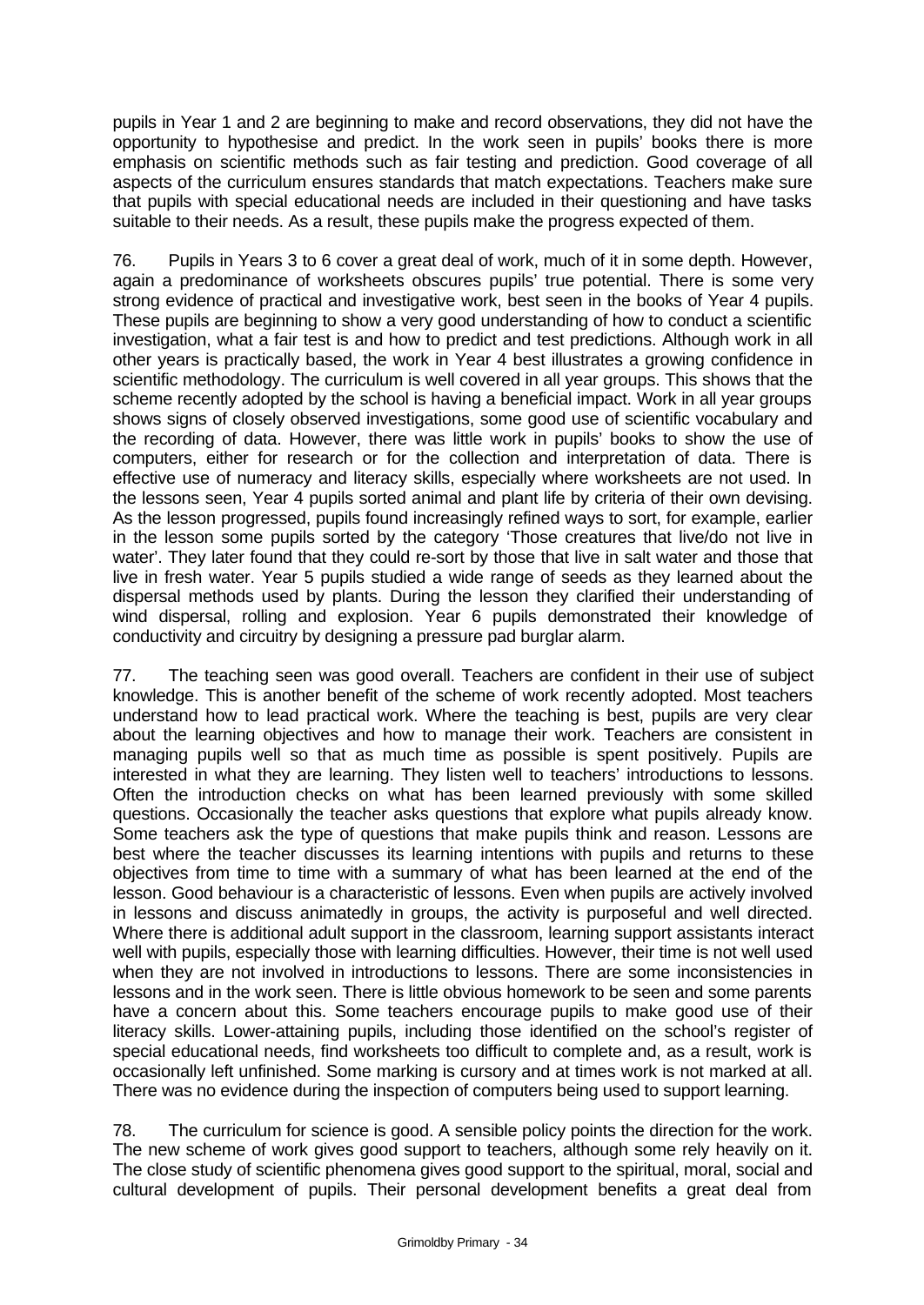pupils in Year 1 and 2 are beginning to make and record observations, they did not have the opportunity to hypothesise and predict. In the work seen in pupils' books there is more emphasis on scientific methods such as fair testing and prediction. Good coverage of all aspects of the curriculum ensures standards that match expectations. Teachers make sure that pupils with special educational needs are included in their questioning and have tasks suitable to their needs. As a result, these pupils make the progress expected of them.

76. Pupils in Years 3 to 6 cover a great deal of work, much of it in some depth. However, again a predominance of worksheets obscures pupils' true potential. There is some very strong evidence of practical and investigative work, best seen in the books of Year 4 pupils. These pupils are beginning to show a very good understanding of how to conduct a scientific investigation, what a fair test is and how to predict and test predictions. Although work in all other years is practically based, the work in Year 4 best illustrates a growing confidence in scientific methodology. The curriculum is well covered in all year groups. This shows that the scheme recently adopted by the school is having a beneficial impact. Work in all year groups shows signs of closely observed investigations, some good use of scientific vocabulary and the recording of data. However, there was little work in pupils' books to show the use of computers, either for research or for the collection and interpretation of data. There is effective use of numeracy and literacy skills, especially where worksheets are not used. In the lessons seen, Year 4 pupils sorted animal and plant life by criteria of their own devising. As the lesson progressed, pupils found increasingly refined ways to sort, for example, earlier in the lesson some pupils sorted by the category 'Those creatures that live/do not live in water'. They later found that they could re-sort by those that live in salt water and those that live in fresh water. Year 5 pupils studied a wide range of seeds as they learned about the dispersal methods used by plants. During the lesson they clarified their understanding of wind dispersal, rolling and explosion. Year 6 pupils demonstrated their knowledge of conductivity and circuitry by designing a pressure pad burglar alarm.

77. The teaching seen was good overall. Teachers are confident in their use of subject knowledge. This is another benefit of the scheme of work recently adopted. Most teachers understand how to lead practical work. Where the teaching is best, pupils are very clear about the learning objectives and how to manage their work. Teachers are consistent in managing pupils well so that as much time as possible is spent positively. Pupils are interested in what they are learning. They listen well to teachers' introductions to lessons. Often the introduction checks on what has been learned previously with some skilled questions. Occasionally the teacher asks questions that explore what pupils already know. Some teachers ask the type of questions that make pupils think and reason. Lessons are best where the teacher discusses its learning intentions with pupils and returns to these objectives from time to time with a summary of what has been learned at the end of the lesson. Good behaviour is a characteristic of lessons. Even when pupils are actively involved in lessons and discuss animatedly in groups, the activity is purposeful and well directed. Where there is additional adult support in the classroom, learning support assistants interact well with pupils, especially those with learning difficulties. However, their time is not well used when they are not involved in introductions to lessons. There are some inconsistencies in lessons and in the work seen. There is little obvious homework to be seen and some parents have a concern about this. Some teachers encourage pupils to make good use of their literacy skills. Lower-attaining pupils, including those identified on the school's register of special educational needs, find worksheets too difficult to complete and, as a result, work is occasionally left unfinished. Some marking is cursory and at times work is not marked at all. There was no evidence during the inspection of computers being used to support learning.

78. The curriculum for science is good. A sensible policy points the direction for the work. The new scheme of work gives good support to teachers, although some rely heavily on it. The close study of scientific phenomena gives good support to the spiritual, moral, social and cultural development of pupils. Their personal development benefits a great deal from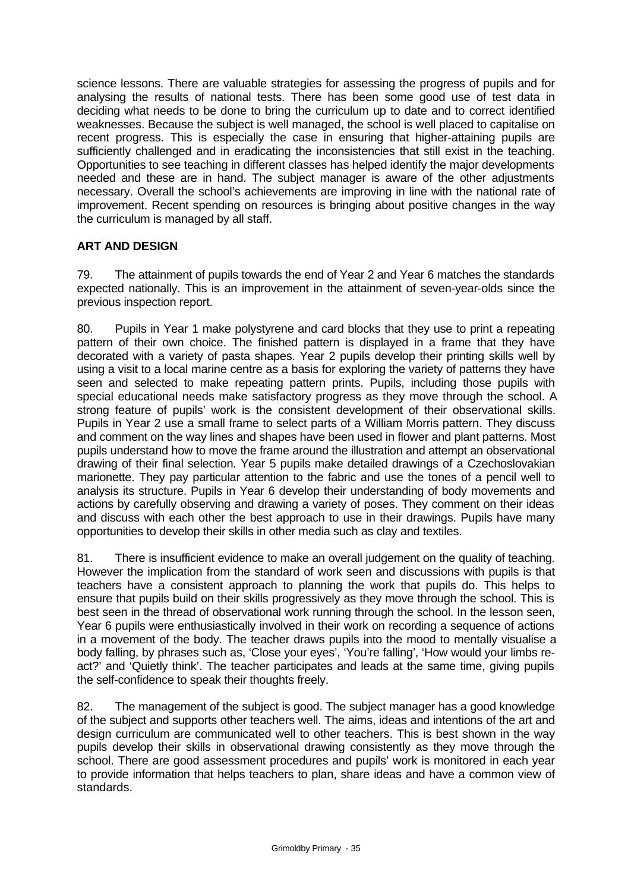science lessons. There are valuable strategies for assessing the progress of pupils and for analysing the results of national tests. There has been some good use of test data in deciding what needs to be done to bring the curriculum up to date and to correct identified weaknesses. Because the subject is well managed, the school is well placed to capitalise on recent progress. This is especially the case in ensuring that higher-attaining pupils are sufficiently challenged and in eradicating the inconsistencies that still exist in the teaching. Opportunities to see teaching in different classes has helped identify the major developments needed and these are in hand. The subject manager is aware of the other adjustments necessary. Overall the school's achievements are improving in line with the national rate of improvement. Recent spending on resources is bringing about positive changes in the way the curriculum is managed by all staff.

**ART AND DESIGN**

79. The attainment of pupils towards the end of Year 2 and Year 6 matches the standards expected nationally. This is an improvement in the attainment of seven-year-olds since the previous inspection report.

80. Pupils in Year 1 make polystyrene and card blocks that they use to print a repeating pattern of their own choice. The finished pattern is displayed in a frame that they have decorated with a variety of pasta shapes. Year 2 pupils develop their printing skills well by using a visit to a local marine centre as a basis for exploring the variety of patterns they have seen and selected to make repeating pattern prints. Pupils, including those pupils with special educational needs make satisfactory progress as they move through the school. A strong feature of pupils' work is the consistent development of their observational skills. Pupils in Year 2 use a small frame to select parts of a William Morris pattern. They discuss and comment on the way lines and shapes have been used in flower and plant patterns. Most pupils understand how to move the frame around the illustration and attempt an observational drawing of their final selection. Year 5 pupils make detailed drawings of a Czechoslovakian marionette. They pay particular attention to the fabric and use the tones of a pencil well to analysis its structure. Pupils in Year 6 develop their understanding of body movements and actions by carefully observing and drawing a variety of poses. They comment on their ideas and discuss with each other the best approach to use in their drawings. Pupils have many opportunities to develop their skills in other media such as clay and textiles.

81. There is insufficient evidence to make an overall judgement on the quality of teaching. However the implication from the standard of work seen and discussions with pupils is that teachers have a consistent approach to planning the work that pupils do. This helps to ensure that pupils build on their skills progressively as they move through the school. This is best seen in the thread of observational work running through the school. In the lesson seen, Year 6 pupils were enthusiastically involved in their work on recording a sequence of actions in a movement of the body. The teacher draws pupils into the mood to mentally visualise a body falling, by phrases such as, 'Close your eyes', 'You're falling', 'How would your limbs re-act?' and 'Quietly think'. The teacher participates and leads at the same time, giving pupils the self-confidence to speak their thoughts freely.

82. The management of the subject is good. The subject manager has a good knowledge of the subject and supports other teachers well. The aims, ideas and intentions of the art and design curriculum are communicated well to other teachers. This is best shown in the way pupils develop their skills in observational drawing consistently as they move through the school. There are good assessment procedures and pupils' work is monitored in each year to provide information that helps teachers to plan, share ideas and have a common view of standards.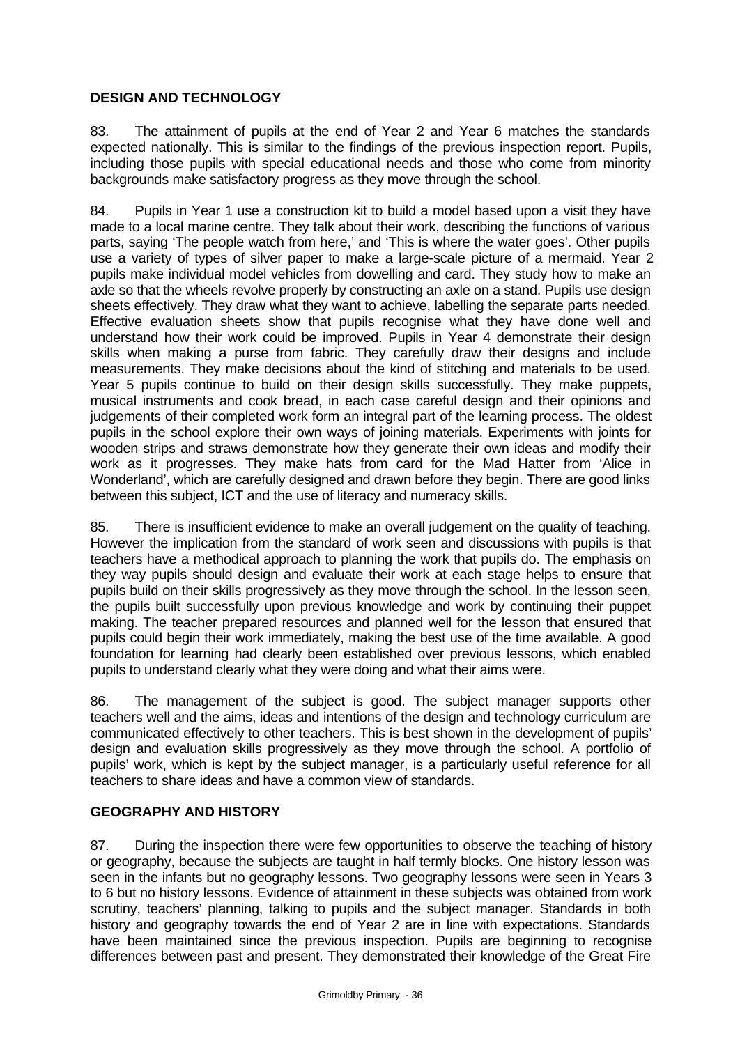### DESIGN AND TECHNOLOGY

83. The attainment of pupils at the end of Year 2 and Year 6 matches the standards expected nationally. This is similar to the findings of the previous inspection report. Pupils, including those pupils with special educational needs and those who come from minority backgrounds make satisfactory progress as they move through the school.

84. Pupils in Year 1 use a construction kit to build a model based upon a visit they have made to a local marine centre. They talk about their work, describing the functions of various parts, saying 'The people watch from here,' and 'This is where the water goes'. Other pupils use a variety of types of silver paper to make a large-scale picture of a mermaid. Year 2 pupils make individual model vehicles from dowelling and card. They study how to make an axle so that the wheels revolve properly by constructing an axle on a stand. Pupils use design sheets effectively. They draw what they want to achieve, labelling the separate parts needed. Effective evaluation sheets show that pupils recognise what they have done well and understand how their work could be improved. Pupils in Year 4 demonstrate their design skills when making a purse from fabric. They carefully draw their designs and include measurements. They make decisions about the kind of stitching and materials to be used. Year 5 pupils continue to build on their design skills successfully. They make puppets, musical instruments and cook bread, in each case careful design and their opinions and judgements of their completed work form an integral part of the learning process. The oldest pupils in the school explore their own ways of joining materials. Experiments with joints for wooden strips and straws demonstrate how they generate their own ideas and modify their work as it progresses. They make hats from card for the Mad Hatter from 'Alice in Wonderland', which are carefully designed and drawn before they begin. There are good links between this subject, ICT and the use of literacy and numeracy skills.

85. There is insufficient evidence to make an overall judgement on the quality of teaching. However the implication from the standard of work seen and discussions with pupils is that teachers have a methodical approach to planning the work that pupils do. The emphasis on they way pupils should design and evaluate their work at each stage helps to ensure that pupils build on their skills progressively as they move through the school. In the lesson seen, the pupils built successfully upon previous knowledge and work by continuing their puppet making. The teacher prepared resources and planned well for the lesson that ensured that pupils could begin their work immediately, making the best use of the time available. A good foundation for learning had clearly been established over previous lessons, which enabled pupils to understand clearly what they were doing and what their aims were.

86. The management of the subject is good. The subject manager supports other teachers well and the aims, ideas and intentions of the design and technology curriculum are communicated effectively to other teachers. This is best shown in the development of pupils' design and evaluation skills progressively as they move through the school. A portfolio of pupils' work, which is kept by the subject manager, is a particularly useful reference for all teachers to share ideas and have a common view of standards.

### GEOGRAPHY AND HISTORY

87. During the inspection there were few opportunities to observe the teaching of history or geography, because the subjects are taught in half termly blocks. One history lesson was seen in the infants but no geography lessons. Two geography lessons were seen in Years 3 to 6 but no history lessons. Evidence of attainment in these subjects was obtained from work scrutiny, teachers' planning, talking to pupils and the subject manager. Standards in both history and geography towards the end of Year 2 are in line with expectations. Standards have been maintained since the previous inspection. Pupils are beginning to recognise differences between past and present. They demonstrated their knowledge of the Great Fire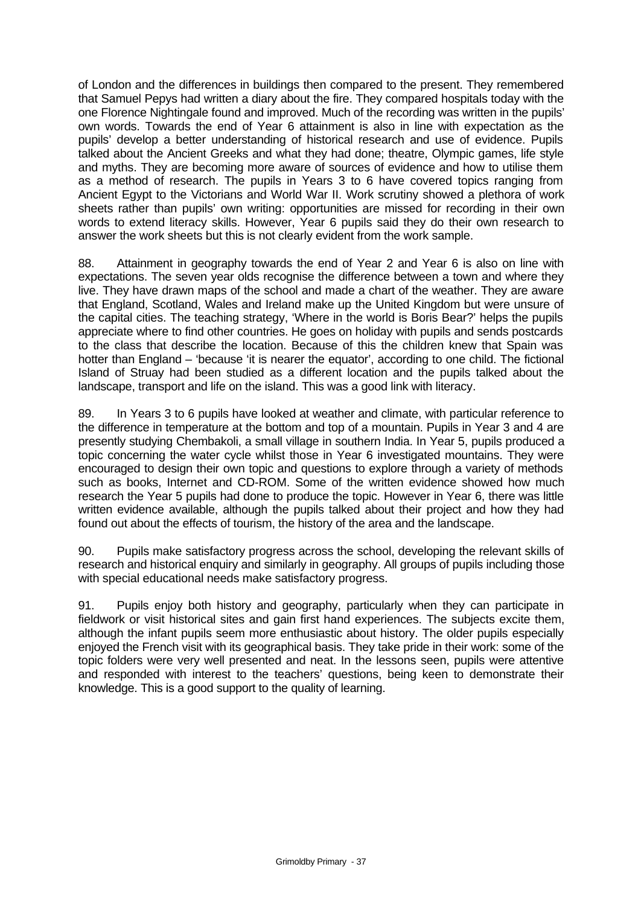of London and the differences in buildings then compared to the present. They remembered that Samuel Pepys had written a diary about the fire. They compared hospitals today with the one Florence Nightingale found and improved. Much of the recording was written in the pupils' own words. Towards the end of Year 6 attainment is also in line with expectation as the pupils' develop a better understanding of historical research and use of evidence. Pupils talked about the Ancient Greeks and what they had done; theatre, Olympic games, life style and myths. They are becoming more aware of sources of evidence and how to utilise them as a method of research. The pupils in Years 3 to 6 have covered topics ranging from Ancient Egypt to the Victorians and World War II. Work scrutiny showed a plethora of work sheets rather than pupils' own writing: opportunities are missed for recording in their own words to extend literacy skills. However, Year 6 pupils said they do their own research to answer the work sheets but this is not clearly evident from the work sample.

88. Attainment in geography towards the end of Year 2 and Year 6 is also on line with expectations. The seven year olds recognise the difference between a town and where they live. They have drawn maps of the school and made a chart of the weather. They are aware that England, Scotland, Wales and Ireland make up the United Kingdom but were unsure of the capital cities. The teaching strategy, 'Where in the world is Boris Bear?' helps the pupils appreciate where to find other countries. He goes on holiday with pupils and sends postcards to the class that describe the location. Because of this the children knew that Spain was hotter than England – 'because 'it is nearer the equator', according to one child. The fictional Island of Struay had been studied as a different location and the pupils talked about the landscape, transport and life on the island. This was a good link with literacy.

89. In Years 3 to 6 pupils have looked at weather and climate, with particular reference to the difference in temperature at the bottom and top of a mountain. Pupils in Year 3 and 4 are presently studying Chembakoli, a small village in southern India. In Year 5, pupils produced a topic concerning the water cycle whilst those in Year 6 investigated mountains. They were encouraged to design their own topic and questions to explore through a variety of methods such as books, Internet and CD-ROM. Some of the written evidence showed how much research the Year 5 pupils had done to produce the topic. However in Year 6, there was little written evidence available, although the pupils talked about their project and how they had found out about the effects of tourism, the history of the area and the landscape.

90. Pupils make satisfactory progress across the school, developing the relevant skills of research and historical enquiry and similarly in geography. All groups of pupils including those with special educational needs make satisfactory progress.

91. Pupils enjoy both history and geography, particularly when they can participate in fieldwork or visit historical sites and gain first hand experiences. The subjects excite them, although the infant pupils seem more enthusiastic about history. The older pupils especially enjoyed the French visit with its geographical basis. They take pride in their work: some of the topic folders were very well presented and neat. In the lessons seen, pupils were attentive and responded with interest to the teachers' questions, being keen to demonstrate their knowledge. This is a good support to the quality of learning.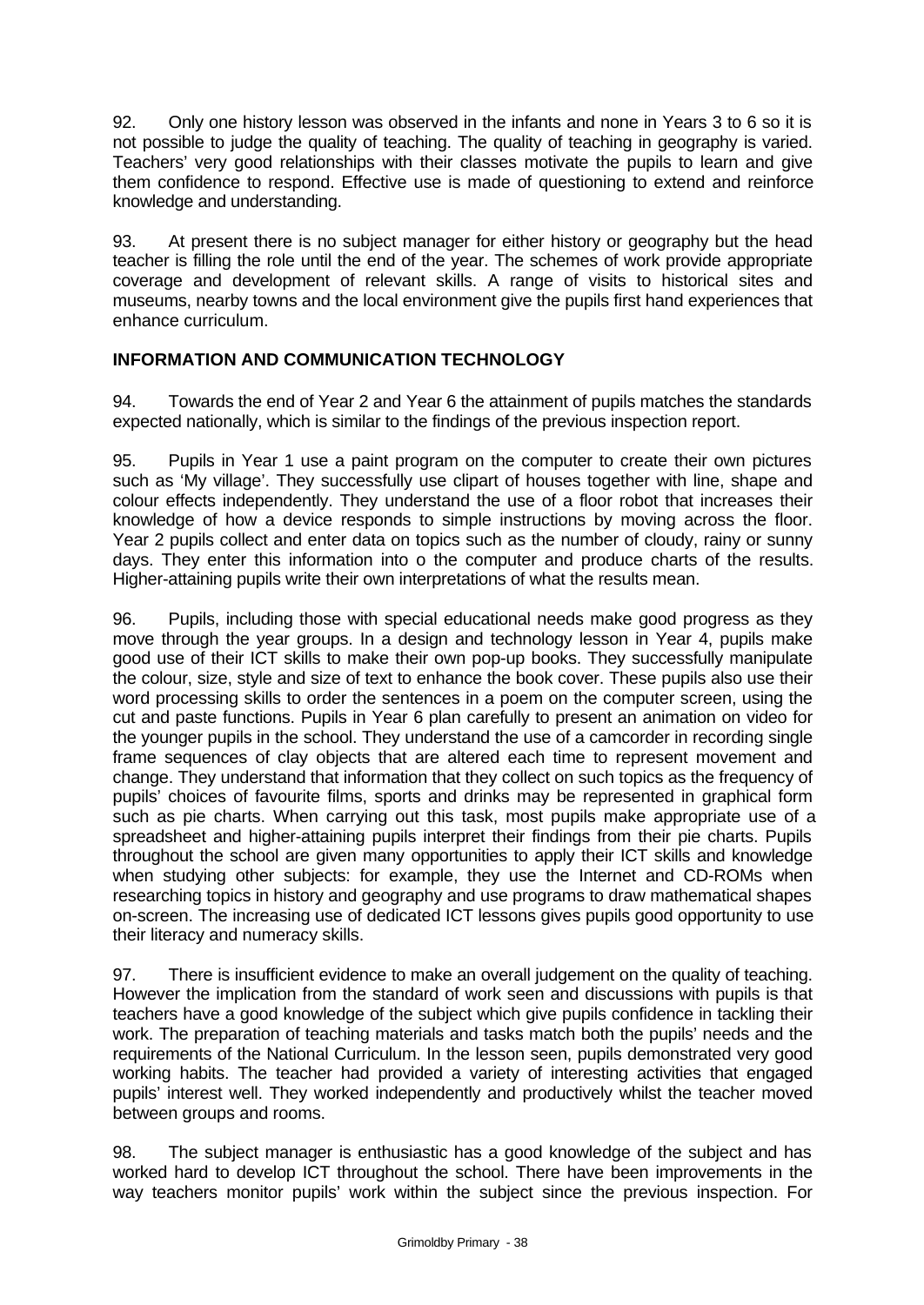92. Only one history lesson was observed in the infants and none in Years 3 to 6 so it is not possible to judge the quality of teaching. The quality of teaching in geography is varied. Teachers' very good relationships with their classes motivate the pupils to learn and give them confidence to respond. Effective use is made of questioning to extend and reinforce knowledge and understanding.

93. At present there is no subject manager for either history or geography but the head teacher is filling the role until the end of the year. The schemes of work provide appropriate coverage and development of relevant skills. A range of visits to historical sites and museums, nearby towns and the local environment give the pupils first hand experiences that enhance curriculum.

## INFORMATION AND COMMUNICATION TECHNOLOGY

94. Towards the end of Year 2 and Year 6 the attainment of pupils matches the standards expected nationally, which is similar to the findings of the previous inspection report.

95. Pupils in Year 1 use a paint program on the computer to create their own pictures such as 'My village'. They successfully use clipart of houses together with line, shape and colour effects independently. They understand the use of a floor robot that increases their knowledge of how a device responds to simple instructions by moving across the floor. Year 2 pupils collect and enter data on topics such as the number of cloudy, rainy or sunny days. They enter this information into o the computer and produce charts of the results. Higher-attaining pupils write their own interpretations of what the results mean.

96. Pupils, including those with special educational needs make good progress as they move through the year groups. In a design and technology lesson in Year 4, pupils make good use of their ICT skills to make their own pop-up books. They successfully manipulate the colour, size, style and size of text to enhance the book cover. These pupils also use their word processing skills to order the sentences in a poem on the computer screen, using the cut and paste functions. Pupils in Year 6 plan carefully to present an animation on video for the younger pupils in the school. They understand the use of a camcorder in recording single frame sequences of clay objects that are altered each time to represent movement and change. They understand that information that they collect on such topics as the frequency of pupils' choices of favourite films, sports and drinks may be represented in graphical form such as pie charts. When carrying out this task, most pupils make appropriate use of a spreadsheet and higher-attaining pupils interpret their findings from their pie charts. Pupils throughout the school are given many opportunities to apply their ICT skills and knowledge when studying other subjects: for example, they use the Internet and CD-ROMs when researching topics in history and geography and use programs to draw mathematical shapes on-screen. The increasing use of dedicated ICT lessons gives pupils good opportunity to use their literacy and numeracy skills.

97. There is insufficient evidence to make an overall judgement on the quality of teaching. However the implication from the standard of work seen and discussions with pupils is that teachers have a good knowledge of the subject which give pupils confidence in tackling their work. The preparation of teaching materials and tasks match both the pupils' needs and the requirements of the National Curriculum. In the lesson seen, pupils demonstrated very good working habits. The teacher had provided a variety of interesting activities that engaged pupils' interest well. They worked independently and productively whilst the teacher moved between groups and rooms.

98. The subject manager is enthusiastic has a good knowledge of the subject and has worked hard to develop ICT throughout the school. There have been improvements in the way teachers monitor pupils' work within the subject since the previous inspection. For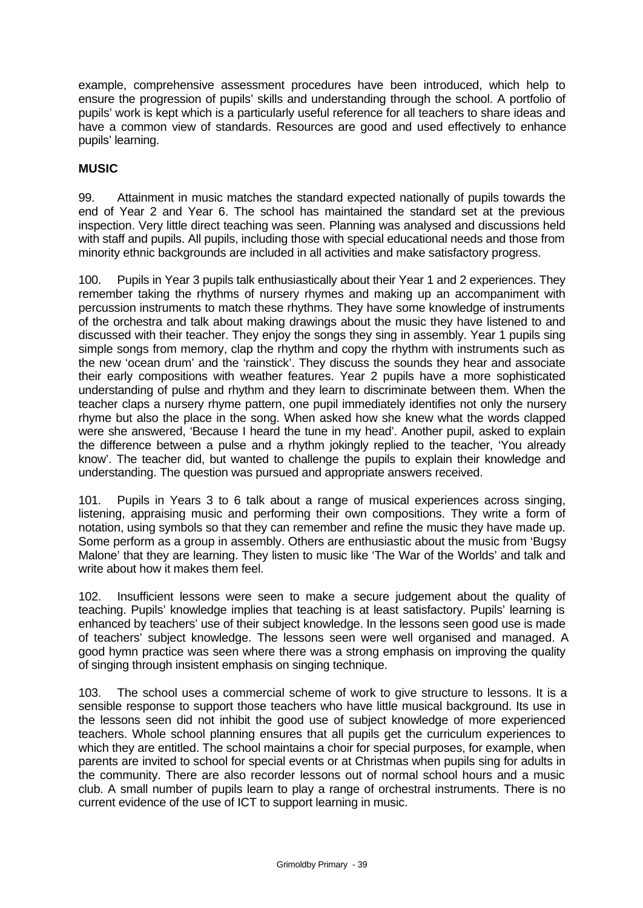example, comprehensive assessment procedures have been introduced, which help to ensure the progression of pupils' skills and understanding through the school. A portfolio of pupils' work is kept which is a particularly useful reference for all teachers to share ideas and have a common view of standards. Resources are good and used effectively to enhance pupils' learning.

**MUSIC**

99. Attainment in music matches the standard expected nationally of pupils towards the end of Year 2 and Year 6. The school has maintained the standard set at the previous inspection. Very little direct teaching was seen. Planning was analysed and discussions held with staff and pupils. All pupils, including those with special educational needs and those from minority ethnic backgrounds are included in all activities and make satisfactory progress.

100. Pupils in Year 3 pupils talk enthusiastically about their Year 1 and 2 experiences. They remember taking the rhythms of nursery rhymes and making up an accompaniment with percussion instruments to match these rhythms. They have some knowledge of instruments of the orchestra and talk about making drawings about the music they have listened to and discussed with their teacher. They enjoy the songs they sing in assembly. Year 1 pupils sing simple songs from memory, clap the rhythm and copy the rhythm with instruments such as the new 'ocean drum' and the 'rainstick'. They discuss the sounds they hear and associate their early compositions with weather features. Year 2 pupils have a more sophisticated understanding of pulse and rhythm and they learn to discriminate between them. When the teacher claps a nursery rhyme pattern, one pupil immediately identifies not only the nursery rhyme but also the place in the song. When asked how she knew what the words clapped were she answered, 'Because I heard the tune in my head'. Another pupil, asked to explain the difference between a pulse and a rhythm jokingly replied to the teacher, 'You already know'. The teacher did, but wanted to challenge the pupils to explain their knowledge and understanding. The question was pursued and appropriate answers received.

101. Pupils in Years 3 to 6 talk about a range of musical experiences across singing, listening, appraising music and performing their own compositions. They write a form of notation, using symbols so that they can remember and refine the music they have made up. Some perform as a group in assembly. Others are enthusiastic about the music from 'Bugsy Malone' that they are learning. They listen to music like 'The War of the Worlds' and talk and write about how it makes them feel.

102. Insufficient lessons were seen to make a secure judgement about the quality of teaching. Pupils' knowledge implies that teaching is at least satisfactory. Pupils' learning is enhanced by teachers' use of their subject knowledge. In the lessons seen good use is made of teachers' subject knowledge. The lessons seen were well organised and managed. A good hymn practice was seen where there was a strong emphasis on improving the quality of singing through insistent emphasis on singing technique.

103. The school uses a commercial scheme of work to give structure to lessons. It is a sensible response to support those teachers who have little musical background. Its use in the lessons seen did not inhibit the good use of subject knowledge of more experienced teachers. Whole school planning ensures that all pupils get the curriculum experiences to which they are entitled. The school maintains a choir for special purposes, for example, when parents are invited to school for special events or at Christmas when pupils sing for adults in the community. There are also recorder lessons out of normal school hours and a music club. A small number of pupils learn to play a range of orchestral instruments. There is no current evidence of the use of ICT to support learning in music.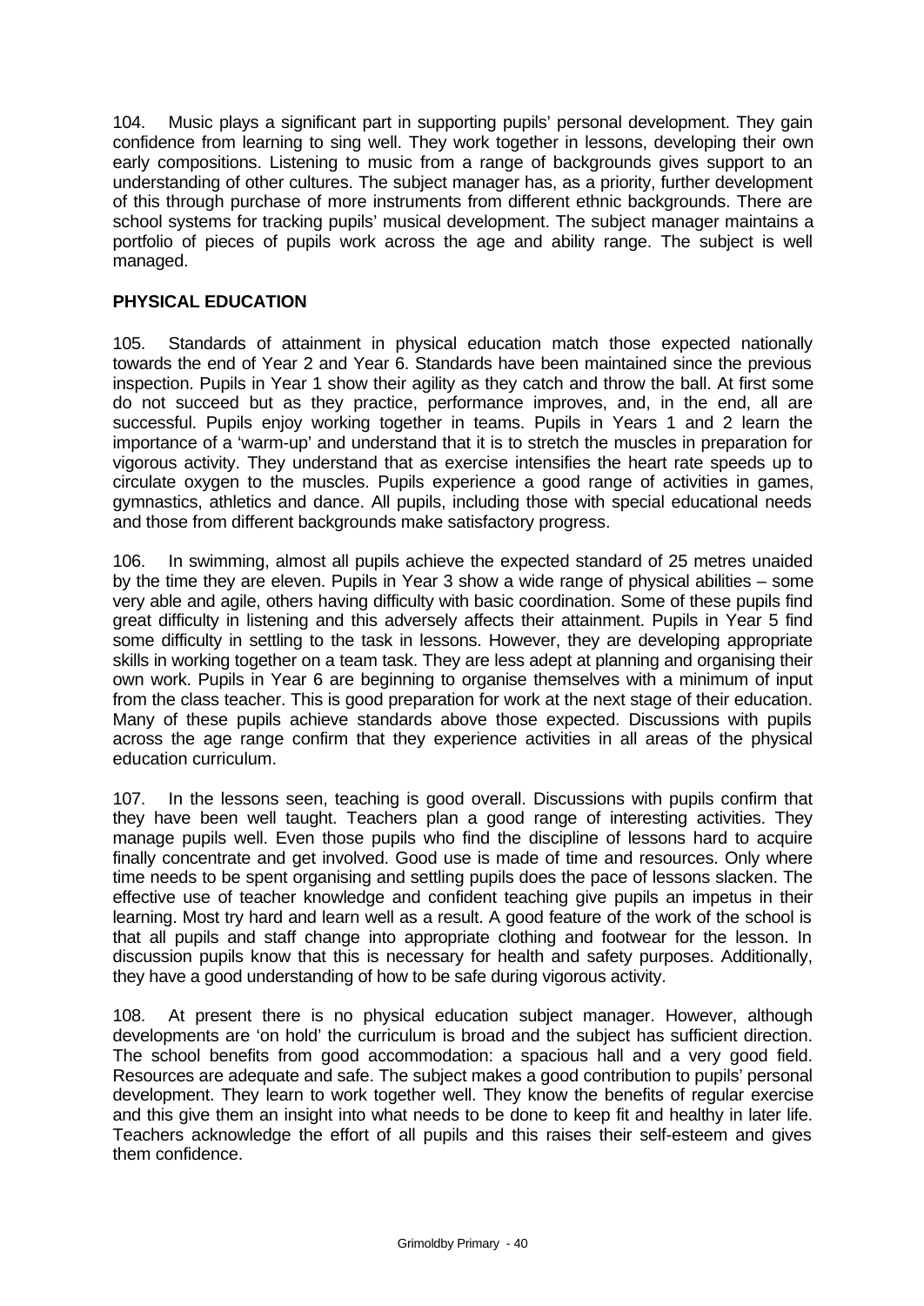104. Music plays a significant part in supporting pupils' personal development. They gain confidence from learning to sing well. They work together in lessons, developing their own early compositions. Listening to music from a range of backgrounds gives support to an understanding of other cultures. The subject manager has, as a priority, further development of this through purchase of more instruments from different ethnic backgrounds. There are school systems for tracking pupils' musical development. The subject manager maintains a portfolio of pieces of pupils work across the age and ability range. The subject is well managed.

## PHYSICAL EDUCATION

105. Standards of attainment in physical education match those expected nationally towards the end of Year 2 and Year 6. Standards have been maintained since the previous inspection. Pupils in Year 1 show their agility as they catch and throw the ball. At first some do not succeed but as they practice, performance improves, and, in the end, all are successful. Pupils enjoy working together in teams. Pupils in Years 1 and 2 learn the importance of a 'warm-up' and understand that it is to stretch the muscles in preparation for vigorous activity. They understand that as exercise intensifies the heart rate speeds up to circulate oxygen to the muscles. Pupils experience a good range of activities in games, gymnastics, athletics and dance. All pupils, including those with special educational needs and those from different backgrounds make satisfactory progress.

106. In swimming, almost all pupils achieve the expected standard of 25 metres unaided by the time they are eleven. Pupils in Year 3 show a wide range of physical abilities – some very able and agile, others having difficulty with basic coordination. Some of these pupils find great difficulty in listening and this adversely affects their attainment. Pupils in Year 5 find some difficulty in settling to the task in lessons. However, they are developing appropriate skills in working together on a team task. They are less adept at planning and organising their own work. Pupils in Year 6 are beginning to organise themselves with a minimum of input from the class teacher. This is good preparation for work at the next stage of their education. Many of these pupils achieve standards above those expected. Discussions with pupils across the age range confirm that they experience activities in all areas of the physical education curriculum.

107. In the lessons seen, teaching is good overall. Discussions with pupils confirm that they have been well taught. Teachers plan a good range of interesting activities. They manage pupils well. Even those pupils who find the discipline of lessons hard to acquire finally concentrate and get involved. Good use is made of time and resources. Only where time needs to be spent organising and settling pupils does the pace of lessons slacken. The effective use of teacher knowledge and confident teaching give pupils an impetus in their learning. Most try hard and learn well as a result. A good feature of the work of the school is that all pupils and staff change into appropriate clothing and footwear for the lesson. In discussion pupils know that this is necessary for health and safety purposes. Additionally, they have a good understanding of how to be safe during vigorous activity.

108. At present there is no physical education subject manager. However, although developments are 'on hold' the curriculum is broad and the subject has sufficient direction. The school benefits from good accommodation: a spacious hall and a very good field. Resources are adequate and safe. The subject makes a good contribution to pupils' personal development. They learn to work together well. They know the benefits of regular exercise and this give them an insight into what needs to be done to keep fit and healthy in later life. Teachers acknowledge the effort of all pupils and this raises their self-esteem and gives them confidence.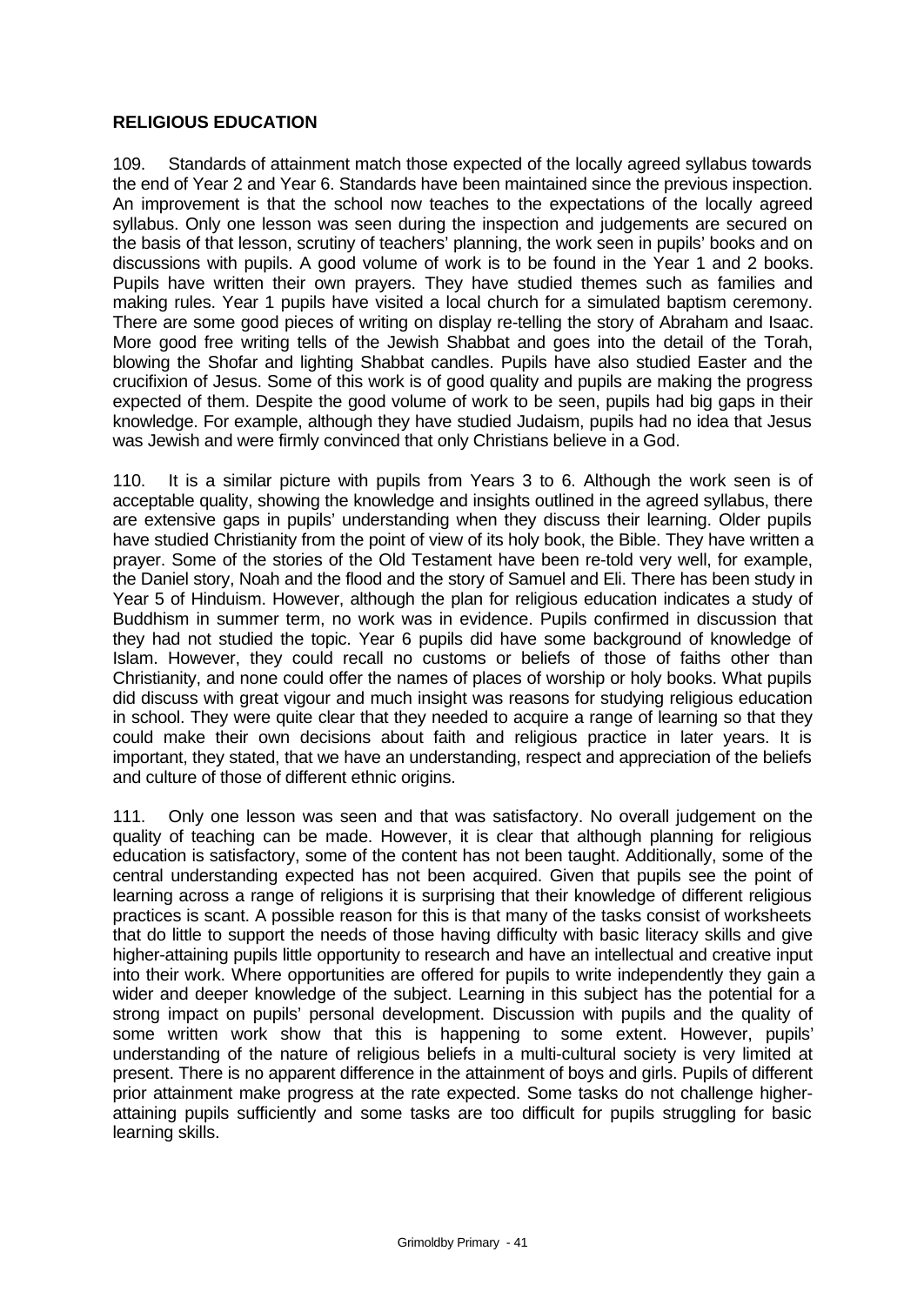**RELIGIOUS EDUCATION**

109. Standards of attainment match those expected of the locally agreed syllabus towards the end of Year 2 and Year 6. Standards have been maintained since the previous inspection. An improvement is that the school now teaches to the expectations of the locally agreed syllabus. Only one lesson was seen during the inspection and judgements are secured on the basis of that lesson, scrutiny of teachers' planning, the work seen in pupils' books and on discussions with pupils. A good volume of work is to be found in the Year 1 and 2 books. Pupils have written their own prayers. They have studied themes such as families and making rules. Year 1 pupils have visited a local church for a simulated baptism ceremony. There are some good pieces of writing on display re-telling the story of Abraham and Isaac. More good free writing tells of the Jewish Shabbat and goes into the detail of the Torah, blowing the Shofar and lighting Shabbat candles. Pupils have also studied Easter and the crucifixion of Jesus. Some of this work is of good quality and pupils are making the progress expected of them. Despite the good volume of work to be seen, pupils had big gaps in their knowledge. For example, although they have studied Judaism, pupils had no idea that Jesus was Jewish and were firmly convinced that only Christians believe in a God.

110. It is a similar picture with pupils from Years 3 to 6. Although the work seen is of acceptable quality, showing the knowledge and insights outlined in the agreed syllabus, there are extensive gaps in pupils' understanding when they discuss their learning. Older pupils have studied Christianity from the point of view of its holy book, the Bible. They have written a prayer. Some of the stories of the Old Testament have been re-told very well, for example, the Daniel story, Noah and the flood and the story of Samuel and Eli. There has been study in Year 5 of Hinduism. However, although the plan for religious education indicates a study of Buddhism in summer term, no work was in evidence. Pupils confirmed in discussion that they had not studied the topic. Year 6 pupils did have some background of knowledge of Islam. However, they could recall no customs or beliefs of those of faiths other than Christianity, and none could offer the names of places of worship or holy books. What pupils did discuss with great vigour and much insight was reasons for studying religious education in school. They were quite clear that they needed to acquire a range of learning so that they could make their own decisions about faith and religious practice in later years. It is important, they stated, that we have an understanding, respect and appreciation of the beliefs and culture of those of different ethnic origins.

111. Only one lesson was seen and that was satisfactory. No overall judgement on the quality of teaching can be made. However, it is clear that although planning for religious education is satisfactory, some of the content has not been taught. Additionally, some of the central understanding expected has not been acquired. Given that pupils see the point of learning across a range of religions it is surprising that their knowledge of different religious practices is scant. A possible reason for this is that many of the tasks consist of worksheets that do little to support the needs of those having difficulty with basic literacy skills and give higher-attaining pupils little opportunity to research and have an intellectual and creative input into their work. Where opportunities are offered for pupils to write independently they gain a wider and deeper knowledge of the subject. Learning in this subject has the potential for a strong impact on pupils' personal development. Discussion with pupils and the quality of some written work show that this is happening to some extent. However, pupils' understanding of the nature of religious beliefs in a multi-cultural society is very limited at present. There is no apparent difference in the attainment of boys and girls. Pupils of different prior attainment make progress at the rate expected. Some tasks do not challenge higher-attaining pupils sufficiently and some tasks are too difficult for pupils struggling for basic learning skills.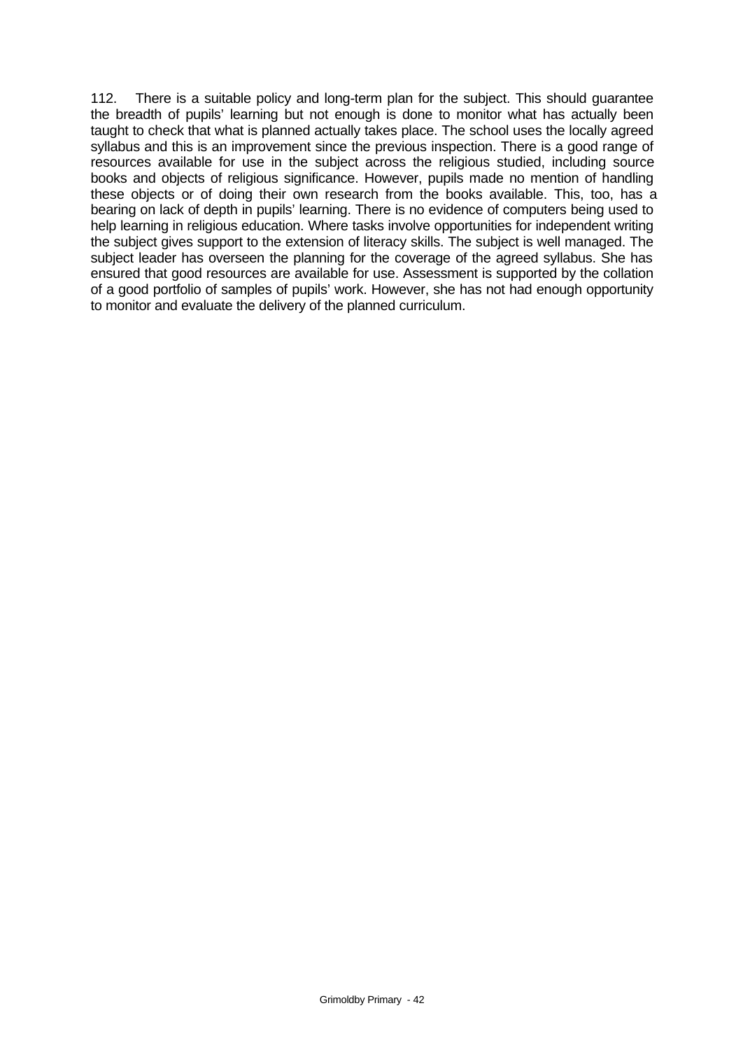112. There is a suitable policy and long-term plan for the subject. This should guarantee the breadth of pupils' learning but not enough is done to monitor what has actually been taught to check that what is planned actually takes place. The school uses the locally agreed syllabus and this is an improvement since the previous inspection. There is a good range of resources available for use in the subject across the religious studied, including source books and objects of religious significance. However, pupils made no mention of handling these objects or of doing their own research from the books available. This, too, has a bearing on lack of depth in pupils' learning. There is no evidence of computers being used to help learning in religious education. Where tasks involve opportunities for independent writing the subject gives support to the extension of literacy skills. The subject is well managed. The subject leader has overseen the planning for the coverage of the agreed syllabus. She has ensured that good resources are available for use. Assessment is supported by the collation of a good portfolio of samples of pupils' work. However, she has not had enough opportunity to monitor and evaluate the delivery of the planned curriculum.